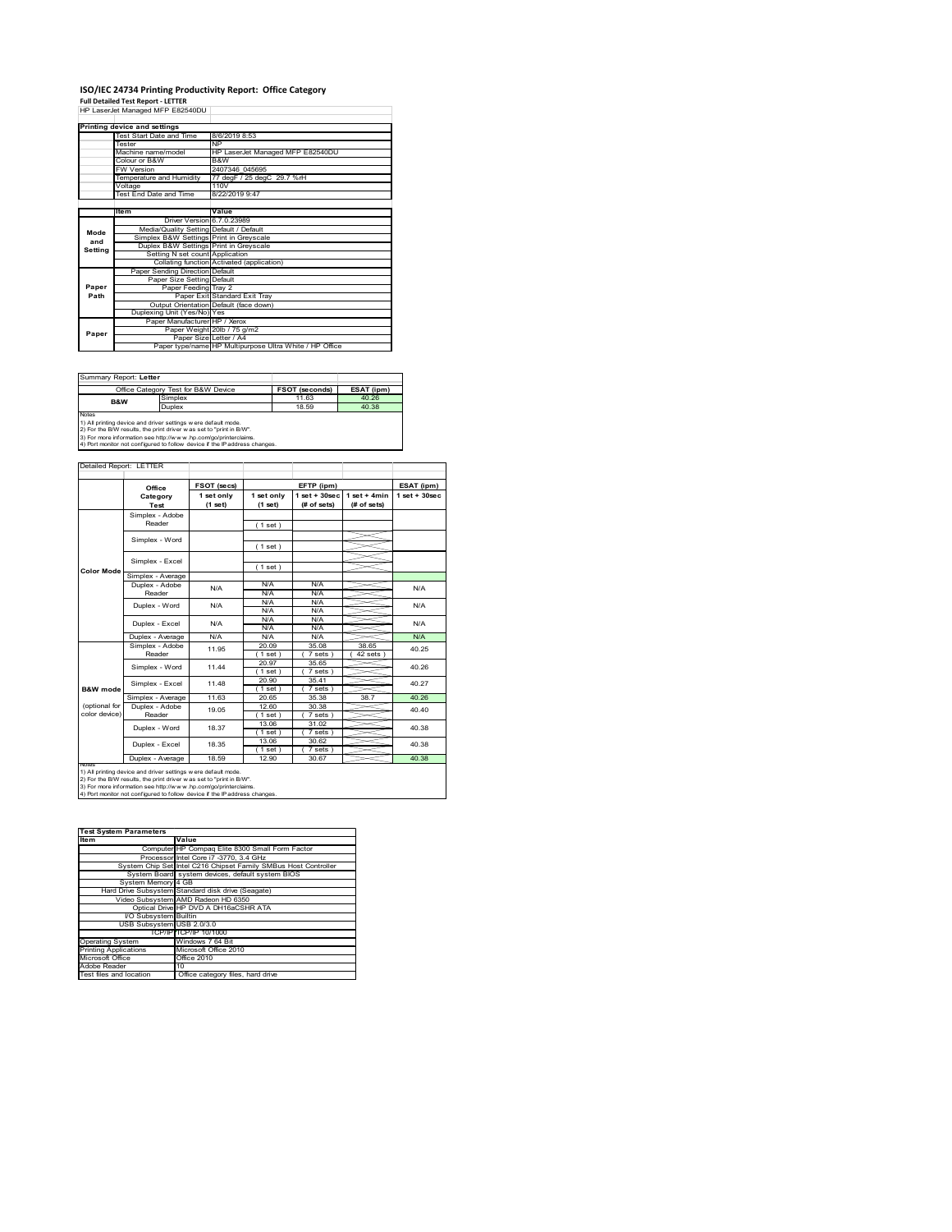# ISO/IEC 24734 Printing Productivity Report: Office Category

**Full Detailed Test Report - LETTER**

HP LaserJet Managed MFP E82540DU

| Printing device and settings | |
|---|---|
| Test Start Date and Time | 8/6/2019 8:53 |
| Tester | NP |
| Machine name/model | HP LaserJet Managed MFP E82540DU |
| Colour or B&W | B&W |
| FW Version | 2407346_045695 |
| Temperature and Humidity | 77 degF / 25 degC 29.7 %rH |
| Voltage | 110V |
| Test End Date and Time | 8/22/2019 9:47 |

| | Item | Value |
|---|---|---|
| Mode and Setting | Driver Version | 6.7.0.23989 |
| | Media/Quality Setting | Default / Default |
| | Simplex B&W Settings | Print in Greyscale |
| | Duplex B&W Settings | Print in Greyscale |
| | Setting N set count | Application |
| | Collating function | Activated (application) |
| Paper Path | Paper Sending Direction | Default |
| | Paper Size Setting | Default |
| | Paper Feeding | Tray 2 |
| | Paper Exit | Standard Exit Tray |
| | Output Orientation | Default (face down) |
| | Duplexing Unit (Yes/No) | Yes |
| Paper | Paper Manufacturer | HP / Xerox |
| | Paper Weight | 20lb / 75 g/m2 |
| | Paper Size | Letter / A4 |
| | Paper type/name | HP Multipurpose Ultra White / HP Office |

Summary Report: **Letter**

| Office Category Test for B&W Device | | FSOT (seconds) | ESAT (ipm) |
|---|---|---|---|
| B&W | Simplex | 11.63 | 40.26 |
| | Duplex | 18.59 | 40.38 |

Notes
1) All printing device and driver settings were default mode.
2) For the B/W results, the print driver was set to "print in B/W".
3) For more information see http://www.hp.com/go/printerclaims.
4) Port monitor not configured to follow device if the IP address changes.

Detailed Report: LETTER

| | Office Category Test | FSOT (secs) 1 set only (1 set) | EFTP (ipm) 1 set only (1 set) | EFTP (ipm) 1 set + 30sec (# of sets) | EFTP (ipm) 1 set + 4min (# of sets) | ESAT (ipm) 1 set + 30sec |
|---|---|---|---|---|---|---|
| Color Mode | Simplex - Adobe Reader | | (1 set) | | | |
| | Simplex - Word | | (1 set) | | | |
| | Simplex - Excel | | (1 set) | | | |
| | Simplex - Average | | | | | |
| | Duplex - Adobe Reader | N/A | N/A / N/A | N/A / N/A | | N/A |
| | Duplex - Word | N/A | N/A / N/A | N/A / N/A | | N/A |
| | Duplex - Excel | N/A | N/A / N/A | N/A / N/A | | N/A |
| | Duplex - Average | N/A | N/A | N/A | | N/A |
| B&W mode (optional for color device) | Simplex - Adobe Reader | 11.95 | 20.09 (1 set) | 35.08 (7 sets) | 38.65 (42 sets) | 40.25 |
| | Simplex - Word | 11.44 | 20.97 (1 set) | 35.65 (7 sets) | | 40.26 |
| | Simplex - Excel | 11.48 | 20.90 (1 set) | 35.41 (7 sets) | | 40.27 |
| | Simplex - Average | 11.63 | 20.65 | 35.38 | 38.7 | 40.26 |
| | Duplex - Adobe Reader | 19.05 | 12.60 (1 set) | 30.38 (7 sets) | | 40.40 |
| | Duplex - Word | 18.37 | 13.06 (1 set) | 31.02 (7 sets) | | 40.38 |
| | Duplex - Excel | 18.35 | 13.06 (1 set) | 30.62 (7 sets) | | 40.38 |
| | Duplex - Average | 18.59 | 12.90 | 30.67 | | 40.38 |

Notes
1) All printing device and driver settings were default mode.
2) For the B/W results, the print driver was set to "print in B/W".
3) For more information see http://www.hp.com/go/printerclaims.
4) Port monitor not configured to follow device if the IP address changes.

| Test System Parameters | |
|---|---|
| Item | Value |
| Computer | HP Compaq Elite 8300 Small Form Factor |
| Processor | Intel Core i7 -3770, 3.4 GHz |
| System Chip Set | Intel C216 Chipset Family SMBus Host Controller |
| System Board | system devices, default system BIOS |
| System Memory | 4 GB |
| Hard Drive Subsystem | Standard disk drive (Seagate) |
| Video Subsystem | AMD Radeon HD 6350 |
| Optical Drive | HP DVD A DH16aCSHR ATA |
| I/O Subsystem | Builtin |
| USB Subsystem | USB 2.0/3.0 |
| TCP/IP | TCP/IP 10/1000 |
| Operating System | Windows 7 64 Bit |
| Printing Applications | Microsoft Office 2010 |
| Microsoft Office | Office 2010 |
| Adobe Reader | 10 |
| Test files and location | Office category files, hard drive |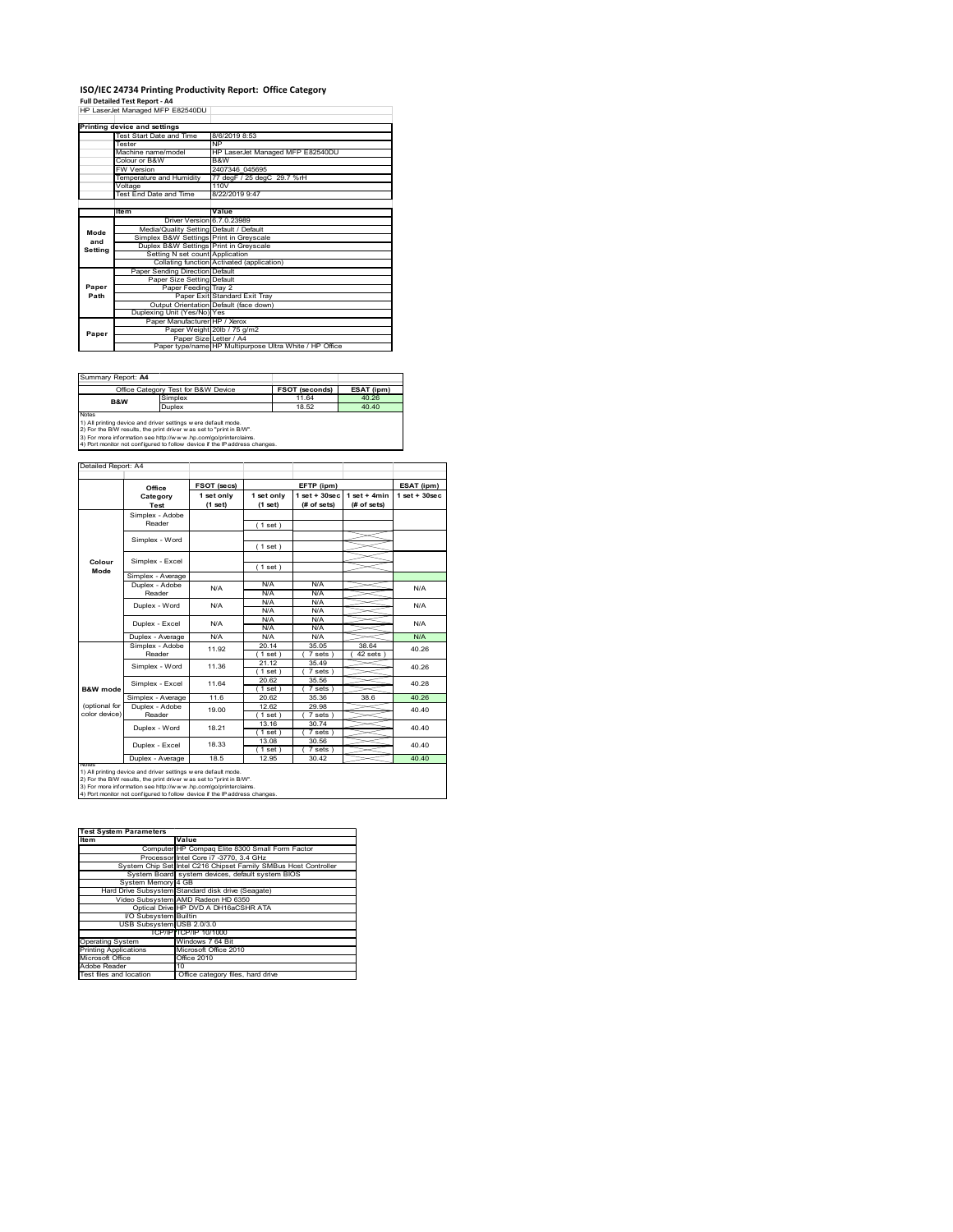# ISO/IEC 24734 Printing Productivity Report: Office Category

**Full Detailed Test Report - A4**

HP LaserJet Managed MFP E82540DU

| Printing device and settings | |
|---|---|
| Test Start Date and Time | 8/6/2019 8:53 |
| Tester | NP |
| Machine name/model | HP LaserJet Managed MFP E82540DU |
| Colour or B&W | B&W |
| FW Version | 2407346_045695 |
| Temperature and Humidity | 77 degF / 25 degC 29.7 %rH |
| Voltage | 110V |
| Test End Date and Time | 8/22/2019 9:47 |

| | Item | Value |
|---|---|---|
| Mode and Setting | Driver Version | 6.7.0.23989 |
| | Media/Quality Setting | Default / Default |
| | Simplex B&W Settings | Print in Greyscale |
| | Duplex B&W Settings | Print in Greyscale |
| | Setting N set count | Application |
| | Collating function | Activated (application) |
| Paper Path | Paper Sending Direction | Default |
| | Paper Size Setting | Default |
| | Paper Feeding | Tray 2 |
| | Paper Exit | Standard Exit Tray |
| | Output Orientation | Default (face down) |
| | Duplexing Unit (Yes/No) | Yes |
| Paper | Paper Manufacturer | HP / Xerox |
| | Paper Weight | 20lb / 75 g/m2 |
| | Paper Size | Letter / A4 |
| | Paper type/name | HP Multipurpose Ultra White / HP Office |

Summary Report: **A4**

| Office Category Test for B&W Device | | FSOT (seconds) | ESAT (ipm) |
|---|---|---|---|
| B&W | Simplex | 11.64 | 40.26 |
| | Duplex | 18.52 | 40.40 |

Notes
1) All printing device and driver settings were default mode.
2) For the B/W results, the print driver was set to "print in B/W".
3) For more information see http://www.hp.com/go/printerclaims.
4) Port monitor not configured to follow device if the IP address changes.

Detailed Report: A4

| | Office Category Test | FSOT (secs) 1 set only (1 set) | EFTP (ipm) 1 set only (1 set) | EFTP (ipm) 1 set + 30sec (# of sets) | EFTP (ipm) 1 set + 4min (# of sets) | ESAT (ipm) 1 set + 30sec |
|---|---|---|---|---|---|---|
| Colour Mode | Simplex - Adobe Reader | | ( 1 set ) | | | |
| | Simplex - Word | | ( 1 set ) | | | |
| | Simplex - Excel | | ( 1 set ) | | | |
| | Simplex - Average | | | | | |
| | Duplex - Adobe Reader | N/A | N/A N/A | N/A N/A | | N/A |
| | Duplex - Word | N/A | N/A N/A | N/A N/A | | N/A |
| | Duplex - Excel | N/A | N/A N/A | N/A N/A | | N/A |
| | Duplex - Average | N/A | N/A | N/A | | N/A |
| B&W mode (optional for color device) | Simplex - Adobe Reader | 11.92 | 20.14 ( 1 set ) | 35.05 ( 7 sets ) | 38.64 ( 42 sets ) | 40.26 |
| | Simplex - Word | 11.36 | 21.12 ( 1 set ) | 35.49 ( 7 sets ) | | 40.26 |
| | Simplex - Excel | 11.64 | 20.62 ( 1 set ) | 35.56 ( 7 sets ) | | 40.28 |
| | Simplex - Average | 11.6 | 20.62 | 35.36 | 38.6 | 40.26 |
| | Duplex - Adobe Reader | 19.00 | 12.62 ( 1 set ) | 29.98 ( 7 sets ) | | 40.40 |
| | Duplex - Word | 18.21 | 13.16 ( 1 set ) | 30.74 ( 7 sets ) | | 40.40 |
| | Duplex - Excel | 18.33 | 13.08 ( 1 set ) | 30.56 ( 7 sets ) | | 40.40 |
| | Duplex - Average | 18.5 | 12.95 | 30.42 | | 40.40 |

Notes
1) All printing device and driver settings were default mode.
2) For the B/W results, the print driver was set to "print in B/W".
3) For more information see http://www.hp.com/go/printerclaims.
4) Port monitor not configured to follow device if the IP address changes.

| Test System Parameters | |
|---|---|
| Item | Value |
| Computer | HP Compaq Elite 8300 Small Form Factor |
| Processor | Intel Core i7 -3770, 3.4 GHz |
| System Chip Set | Intel C216 Chipset Family SMBus Host Controller |
| System Board | system devices, default system BIOS |
| System Memory | 4 GB |
| Hard Drive Subsystem | Standard disk drive (Seagate) |
| Video Subsystem | AMD Radeon HD 6350 |
| Optical Drive | HP DVD A DH16aCSHR ATA |
| I/O Subsystem | Builtin |
| USB Subsystem | USB 2.0/3.0 |
| TCP/IP | TCP/IP 10/1000 |
| Operating System | Windows 7 64 Bit |
| Printing Applications | Microsoft Office 2010 |
| Microsoft Office | Office 2010 |
| Adobe Reader | 10 |
| Test files and location | Office category files, hard drive |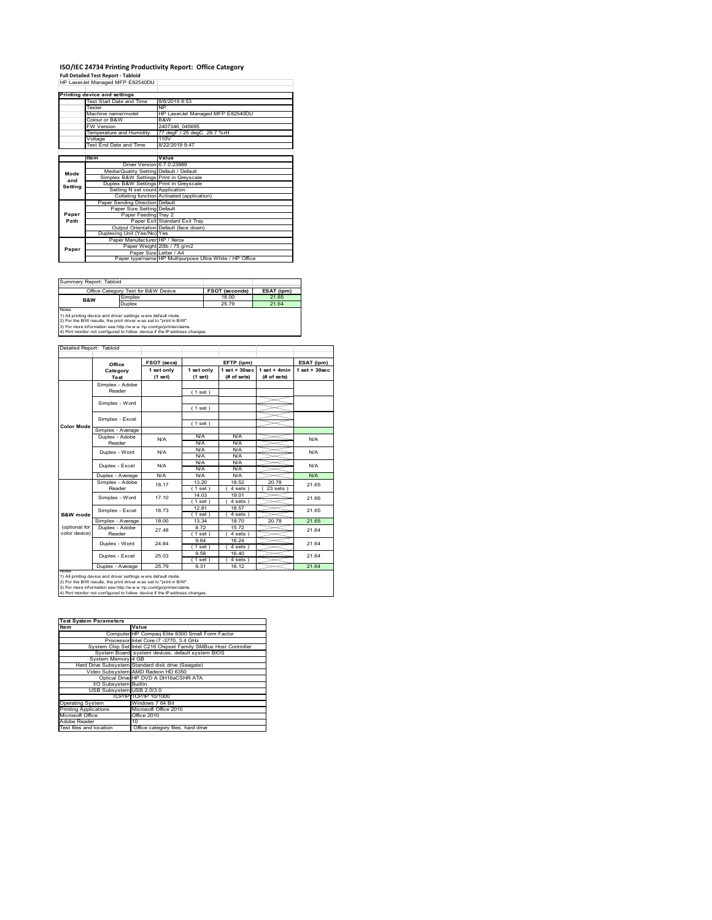# ISO/IEC 24734 Printing Productivity Report: Office Category

**Full Detailed Test Report - Tabloid**

HP LaserJet Managed MFP E82540DU

| Printing device and settings | |
|---|---|
| Test Start Date and Time | 8/6/2019 8:53 |
| Tester | NP |
| Machine name/model | HP LaserJet Managed MFP E82540DU |
| Colour or B&W | B&W |
| FW Version | 2407346_045695 |
| Temperature and Humidity | 77 degF / 25 degC 29.7 %rH |
| Voltage | 110V |
| Test End Date and Time | 8/22/2019 9:47 |

| | Item | Value |
|---|---|---|
| Mode and Setting | Driver Version | 6.7.0.23989 |
| | Media/Quality Setting | Default / Default |
| | Simplex B&W Settings | Print in Greyscale |
| | Duplex B&W Settings | Print in Greyscale |
| | Setting N set count | Application |
| | Collating function | Activated (application) |
| Paper Path | Paper Sending Direction | Default |
| | Paper Size Setting | Default |
| | Paper Feeding | Tray 2 |
| | Paper Exit | Standard Exit Tray |
| | Output Orientation | Default (face down) |
| | Duplexing Unit (Yes/No) | Yes |
| Paper | Paper Manufacturer | HP / Xerox |
| | Paper Weight | 20lb / 75 g/m2 |
| | Paper Size | Letter / A4 |
| | Paper type/name | HP Multipurpose Ultra White / HP Office |

Summary Report: Tabloid

| Office Category Test for B&W Device | | FSOT (seconds) | ESAT (ipm) |
|---|---|---|---|
| B&W | Simplex | 18.00 | 21.65 |
| | Duplex | 25.79 | 21.64 |

Notes
1) All printing device and driver settings were default mode.
2) For the B/W results, the print driver was set to "print in B/W".
3) For more information see http://www.hp.com/go/printerclaims.
4) Port monitor not configured to follow device if the IP address changes.

Detailed Report: Tabloid

| | Office Category Test | FSOT (secs) 1 set only (1 set) | EFTP (ipm) 1 set only (1 set) | EFTP (ipm) 1 set + 30sec (# of sets) | EFTP (ipm) 1 set + 4min (# of sets) | ESAT (ipm) 1 set + 30sec |
|---|---|---|---|---|---|---|
| Color Mode | Simplex - Adobe Reader | | (1 set) | | | |
| | Simplex - Word | | (1 set) | | | |
| | Simplex - Excel | | (1 set) | | | |
| | Simplex - Average | | | | | |
| | Duplex - Adobe Reader | N/A | N/A N/A | N/A N/A | | N/A |
| | Duplex - Word | N/A | N/A N/A | N/A N/A | | N/A |
| | Duplex - Excel | N/A | N/A N/A | N/A N/A | | N/A |
| | Duplex - Average | N/A | N/A | N/A | | N/A |
| B&W mode (optional for color device) | Simplex - Adobe Reader | 18.17 | 13.20 (1 set) | 18.52 (4 sets) | 20.78 (23 sets) | 21.65 |
| | Simplex - Word | 17.10 | 14.03 (1 set) | 19.01 (4 sets) | | 21.66 |
| | Simplex - Excel | 18.73 | 12.81 (1 set) | 18.57 (4 sets) | | 21.65 |
| | Simplex - Average | 18.00 | 13.34 | 18.70 | 20.78 | 21.65 |
| | Duplex - Adobe Reader | 27.48 | 8.72 (1 set) | 15.72 (4 sets) | | 21.64 |
| | Duplex - Word | 24.84 | 9.64 (1 set) | 16.24 (4 sets) | | 21.64 |
| | Duplex - Excel | 25.03 | 9.58 (1 set) | 16.40 (4 sets) | | 21.64 |
| | Duplex - Average | 25.79 | 9.31 | 16.12 | | 21.64 |

Notes
1) All printing device and driver settings were default mode.
2) For the B/W results, the print driver was set to "print in B/W".
3) For more information see http://www.hp.com/go/printerclaims.
4) Port monitor not configured to follow device if the IP address changes.

| Test System Parameters | |
|---|---|
| Item | Value |
| Computer | HP Compaq Elite 8300 Small Form Factor |
| Processor | Intel Core i7 -3770, 3.4 GHz |
| System Chip Set | Intel C216 Chipset Family SMBus Host Controller |
| System Board | system devices, default system BIOS |
| System Memory | 4 GB |
| Hard Drive Subsystem | Standard disk drive (Seagate) |
| Video Subsystem | AMD Radeon HD 6350 |
| Optical Drive | HP DVD A DH16aCSHR ATA |
| I/O Subsystem | Builtin |
| USB Subsystem | USB 2.0/3.0 |
| TCP/IP | TCP/IP 10/1000 |
| Operating System | Windows 7 64 Bit |
| Printing Applications | Microsoft Office 2010 |
| Microsoft Office | Office 2010 |
| Adobe Reader | 10 |
| Test files and location | Office category files, hard drive |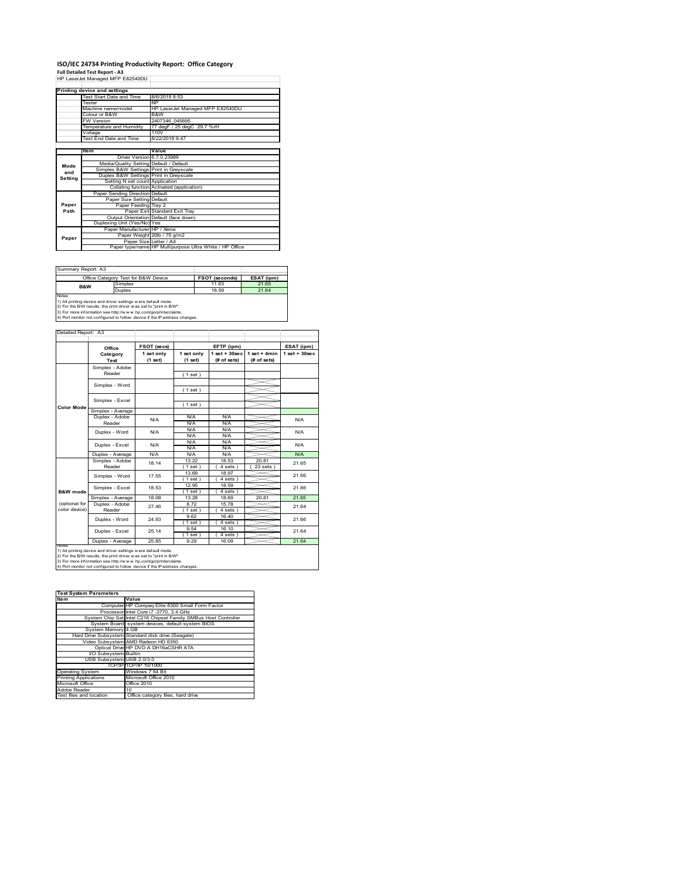# ISO/IEC 24734 Printing Productivity Report: Office Category

**Full Detailed Test Report - A3**

HP LaserJet Managed MFP E82540DU

| Printing device and settings | |
|---|---|
| Test Start Date and Time | 8/6/2019 8:53 |
| Tester | NP |
| Machine name/model | HP LaserJet Managed MFP E82540DU |
| Colour or B&W | B&W |
| FW Version | 2407346_045695 |
| Temperature and Humidity | 77 degF / 25 degC 29.7 %rH |
| Voltage | 110V |
| Test End Date and Time | 8/22/2019 9:47 |

| | Item | Value |
|---|---|---|
| Mode and Setting | Driver Version | 6.7.0.23989 |
| | Media/Quality Setting | Default / Default |
| | Simplex B&W Settings | Print in Greyscale |
| | Duplex B&W Settings | Print in Greyscale |
| | Setting N set count | Application |
| | Collating function | Activated (application) |
| Paper Path | Paper Sending Direction | Default |
| | Paper Size Setting | Default |
| | Paper Feeding | Tray 2 |
| | Paper Exit | Standard Exit Tray |
| | Output Orientation | Default (face down) |
| | Duplexing Unit (Yes/No) | Yes |
| Paper | Paper Manufacturer | HP / Xerox |
| | Paper Weight | 20lb / 75 g/m2 |
| | Paper Size | Letter / A4 |
| | Paper type/name | HP Multipurpose Ultra White / HP Office |

Summary Report: A3

| Office Category Test for B&W Device | | FSOT (seconds) | ESAT (ipm) |
|---|---|---|---|
| B&W | Simplex | 11.63 | 21.65 |
| | Duplex | 18.59 | 21.64 |

Notes
1) All printing device and driver settings were default mode.
2) For the B/W results, the print driver was set to "print in B/W".
3) For more information see http://www.hp.com/go/printerclaims.
4) Port monitor not configured to follow device if the IP address changes.

Detailed Report: A3

| | Office Category Test | FSOT (secs) 1 set only (1 set) | EFTP (ipm) 1 set only (1 set) | EFTP (ipm) 1 set + 30sec (# of sets) | EFTP (ipm) 1 set + 4min (# of sets) | ESAT (ipm) 1 set + 30sec |
|---|---|---|---|---|---|---|
| Color Mode | Simplex - Adobe Reader | | (1 set) | | | |
| | Simplex - Word | | (1 set) | | | |
| | Simplex - Excel | | (1 set) | | | |
| | Simplex - Average | | | | | |
| | Duplex - Adobe Reader | N/A | N/A / N/A | N/A / N/A | | N/A |
| | Duplex - Word | N/A | N/A / N/A | N/A / N/A | | N/A |
| | Duplex - Excel | N/A | N/A / N/A | N/A / N/A | | N/A |
| | Duplex - Average | N/A | N/A | N/A | | N/A |
| B&W mode (optional for color device) | Simplex - Adobe Reader | 18.14 | 13.22 (1 set) | 18.53 (4 sets) | 20.81 (23 sets) | 21.65 |
| | Simplex - Word | 17.55 | 13.69 (1 set) | 18.97 (4 sets) | | 21.66 |
| | Simplex - Excel | 18.53 | 12.95 (1 set) | 18.59 (4 sets) | | 21.66 |
| | Simplex - Average | 18.08 | 13.28 | 18.69 | 20.81 | 21.65 |
| | Duplex - Adobe Reader | 27.46 | 8.72 (1 set) | 15.78 (4 sets) | | 21.64 |
| | Duplex - Word | 24.93 | 9.62 (1 set) | 16.40 (4 sets) | | 21.66 |
| | Duplex - Excel | 25.14 | 9.54 (1 set) | 16.10 (4 sets) | | 21.64 |
| | Duplex - Average | 25.85 | 9.29 | 16.09 | | 21.64 |

Notes
1) All printing device and driver settings were default mode.
2) For the B/W results, the print driver was set to "print in B/W".
3) For more information see http://www.hp.com/go/printerclaims.
4) Port monitor not configured to follow device if the IP address changes.

| Test System Parameters | |
|---|---|
| Item | Value |
| Computer | HP Compaq Elite 8300 Small Form Factor |
| Processor | Intel Core i7 -3770, 3.4 GHz |
| System Chip Set | Intel C216 Chipset Family SMBus Host Controller |
| System Board | system devices, default system BIOS |
| System Memory | 4 GB |
| Hard Drive Subsystem | Standard disk drive (Seagate) |
| Video Subsystem | AMD Radeon HD 6350 |
| Optical Drive | HP DVD A DH16aCSHR ATA |
| I/O Subsystem | Builtin |
| USB Subsystem | USB 2.0/3.0 |
| TCP/IP | TCP/IP 10/1000 |
| Operating System | Windows 7 64 Bit |
| Printing Applications | Microsoft Office 2010 |
| Microsoft Office | Office 2010 |
| Adobe Reader | 10 |
| Test files and location | Office category files, hard drive |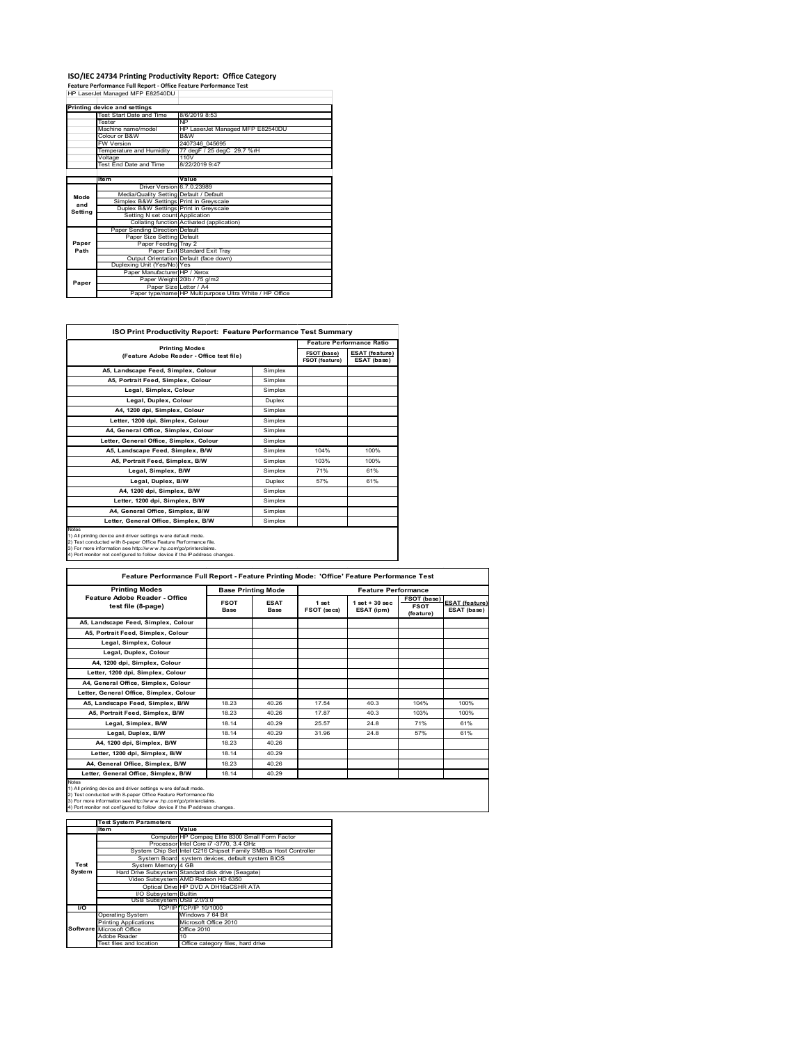# ISO/IEC 24734 Printing Productivity Report: Office Category

**Feature Performance Full Report - Office Feature Performance Test**

HP LaserJet Managed MFP E82540DU

| Printing device and settings | |
|---|---|
| Test Start Date and Time | 8/6/2019 8:53 |
| Tester | NP |
| Machine name/model | HP LaserJet Managed MFP E82540DU |
| Colour or B&W | B&W |
| FW Version | 2407346_045695 |
| Temperature and Humidity | 77 degF / 25 degC 29.7 %rH |
| Voltage | 110V |
| Test End Date and Time | 8/22/2019 9:47 |

| | Item | Value |
|---|---|---|
| Mode and Setting | Driver Version | 6.7.0.23989 |
| | Media/Quality Setting | Default / Default |
| | Simplex B&W Settings | Print in Greyscale |
| | Duplex B&W Settings | Print in Greyscale |
| | Setting N set count | Application |
| | Collating function | Activated (application) |
| Paper Path | Paper Sending Direction | Default |
| | Paper Size Setting | Default |
| | Paper Feeding | Tray 2 |
| | Paper Exit | Standard Exit Tray |
| | Output Orientation | Default (face down) |
| | Duplexing Unit (Yes/No) | Yes |
| Paper | Paper Manufacturer | HP / Xerox |
| | Paper Weight | 20lb / 75 g/m2 |
| | Paper Size | Letter / A4 |
| | Paper type/name | HP Multipurpose Ultra White / HP Office |

## ISO Print Productivity Report: Feature Performance Test Summary

| Printing Modes (Feature Adobe Reader - Office test file) | | Feature Performance Ratio FSOT (base) / FSOT (feature) | ESAT (feature) / ESAT (base) |
|---|---|---|---|
| A5, Landscape Feed, Simplex, Colour | Simplex | | |
| A5, Portrait Feed, Simplex, Colour | Simplex | | |
| Legal, Simplex, Colour | Simplex | | |
| Legal, Duplex, Colour | Duplex | | |
| A4, 1200 dpi, Simplex, Colour | Simplex | | |
| Letter, 1200 dpi, Simplex, Colour | Simplex | | |
| A4, General Office, Simplex, Colour | Simplex | | |
| Letter, General Office, Simplex, Colour | Simplex | | |
| A5, Landscape Feed, Simplex, B/W | Simplex | 104% | 100% |
| A5, Portrait Feed, Simplex, B/W | Simplex | 103% | 100% |
| Legal, Simplex, B/W | Simplex | 71% | 61% |
| Legal, Duplex, B/W | Duplex | 57% | 61% |
| A4, 1200 dpi, Simplex, B/W | Simplex | | |
| Letter, 1200 dpi, Simplex, B/W | Simplex | | |
| A4, General Office, Simplex, B/W | Simplex | | |
| Letter, General Office, Simplex, B/W | Simplex | | |

Notes
1) All printing device and driver settings were default mode.
2) Test conducted with 8-paper Office Feature Performance file.
3) For more information see http://www.hp.com/go/printerclaims.
4) Port monitor not configured to follow device if the IP address changes.

## Feature Performance Full Report - Feature Printing Mode: 'Office' Feature Performance Test

| Printing Modes Feature Adobe Reader - Office test file (8-page) | Base Printing Mode FSOT Base | ESAT Base | Feature Performance 1 set FSOT (secs) | 1 set + 30 sec ESAT (ipm) | FSOT (base) / FSOT (feature) | ESAT (feature) / ESAT (base) |
|---|---|---|---|---|---|---|
| A5, Landscape Feed, Simplex, Colour | | | | | | |
| A5, Portrait Feed, Simplex, Colour | | | | | | |
| Legal, Simplex, Colour | | | | | | |
| Legal, Duplex, Colour | | | | | | |
| A4, 1200 dpi, Simplex, Colour | | | | | | |
| Letter, 1200 dpi, Simplex, Colour | | | | | | |
| A4, General Office, Simplex, Colour | | | | | | |
| Letter, General Office, Simplex, Colour | | | | | | |
| A5, Landscape Feed, Simplex, B/W | 18.23 | 40.26 | 17.54 | 40.3 | 104% | 100% |
| A5, Portrait Feed, Simplex, B/W | 18.23 | 40.26 | 17.87 | 40.3 | 103% | 100% |
| Legal, Simplex, B/W | 18.14 | 40.29 | 25.57 | 24.8 | 71% | 61% |
| Legal, Duplex, B/W | 18.14 | 40.29 | 31.96 | 24.8 | 57% | 61% |
| A4, 1200 dpi, Simplex, B/W | 18.23 | 40.26 | | | | |
| Letter, 1200 dpi, Simplex, B/W | 18.14 | 40.29 | | | | |
| A4, General Office, Simplex, B/W | 18.23 | 40.26 | | | | |
| Letter, General Office, Simplex, B/W | 18.14 | 40.29 | | | | |

Notes
1) All printing device and driver settings were default mode.
2) Test conducted with 8-paper Office Feature Performance file
3) For more information see http://www.hp.com/go/printerclaims.
4) Port monitor not configured to follow device if the IP address changes.

| | Test System Parameters Item | Value |
|---|---|---|
| Test System | Computer | HP Compaq Elite 8300 Small Form Factor |
| | Processor | Intel Core i7 -3770, 3.4 GHz |
| | System Chip Set | Intel C216 Chipset Family SMBus Host Controller |
| | System Board | system devices, default system BIOS |
| | System Memory | 4 GB |
| | Hard Drive Subsystem | Standard disk drive (Seagate) |
| | Video Subsystem | AMD Radeon HD 6350 |
| | Optical Drive | HP DVD A DH16aCSHR ATA |
| | I/O Subsystem | Builtin |
| | USB Subsystem | USB 2.0/3.0 |
| I/O | TCP/IP | TCP/IP 10/1000 |
| Software | Operating System | Windows 7 64 Bit |
| | Printing Applications | Microsoft Office 2010 |
| | Microsoft Office | Office 2010 |
| | Adobe Reader | 10 |
| | Test files and location | Office category files, hard drive |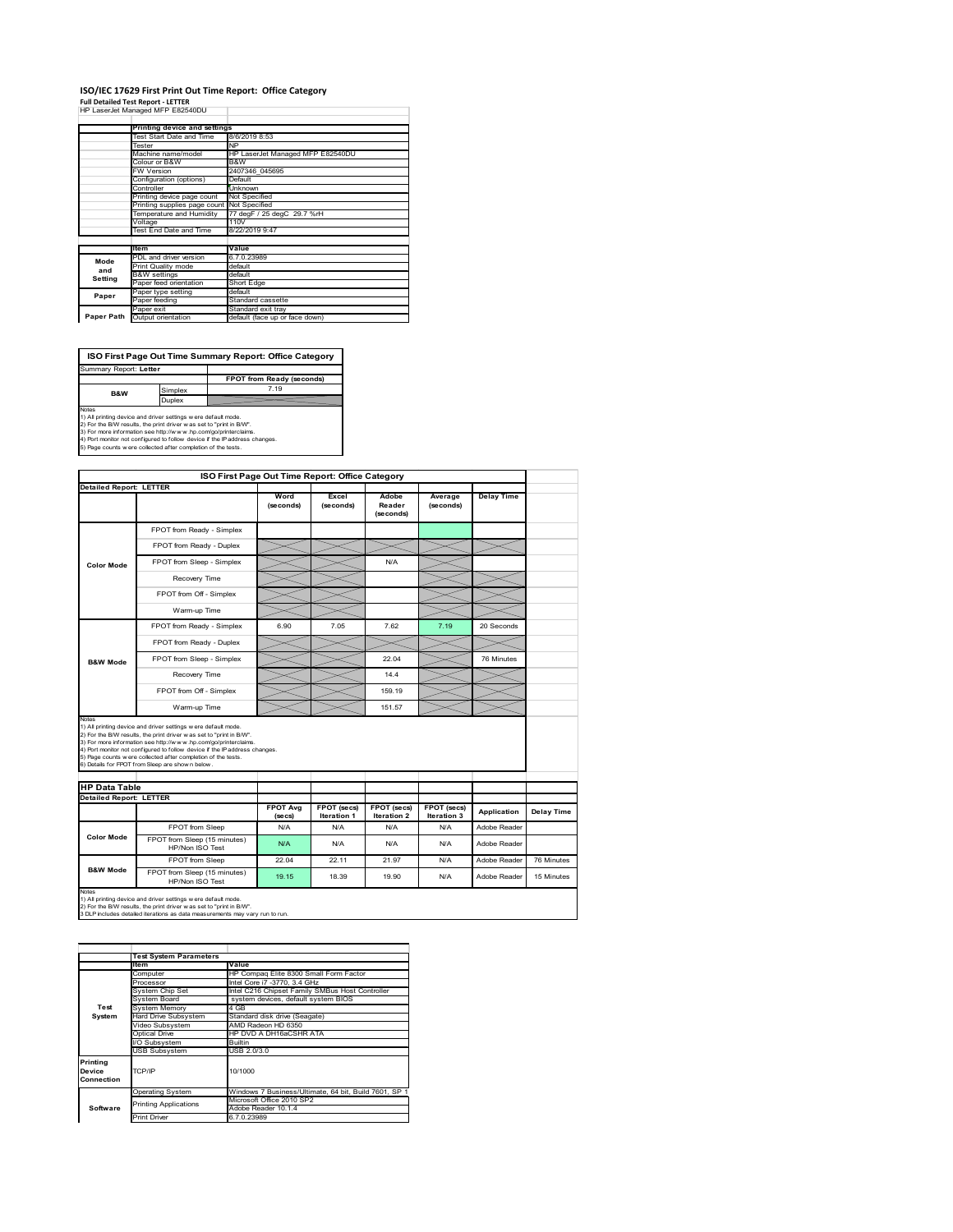# ISO/IEC 17629 First Print Out Time Report: Office Category

**Full Detailed Test Report - LETTER**

HP LaserJet Managed MFP E82540DU

| | Printing device and settings | |
|---|---|---|
| | Test Start Date and Time | 8/6/2019 8:53 |
| | Tester | NP |
| | Machine name/model | HP LaserJet Managed MFP E82540DU |
| | Colour or B&W | B&W |
| | FW Version | 2407346_045695 |
| | Configuration (options) | Default |
| | Controller | Unknown |
| | Printing device page count | Not Specified |
| | Printing supplies page count | Not Specified |
| | Temperature and Humidity | 77 degF / 25 degC 29.7 %rH |
| | Voltage | 110V |
| | Test End Date and Time | 8/22/2019 9:47 |

| | Item | Value |
|---|---|---|
| Mode and Setting | PDL and driver version | 6.7.0.23989 |
| | Print Quality mode | default |
| | B&W settings | default |
| | Paper feed orientation | Short Edge |
| Paper | Paper type setting | default |
| | Paper feeding | Standard cassette |
| | Paper exit | Standard exit tray |
| Paper Path | Output orientation | default (face up or face down) |

## ISO First Page Out Time Summary Report: Office Category

Summary Report: **Letter**

| | | FPOT from Ready (seconds) |
|---|---|---|
| B&W | Simplex | 7.19 |
| | Duplex | |

Notes
1) All printing device and driver settings were default mode.
2) For the B/W results, the print driver was set to "print in B/W".
3) For more information see http://www.hp.com/go/printerclaims.
4) Port monitor not configured to follow device if the IP address changes.
5) Page counts were collected after completion of the tests.

## ISO First Page Out Time Report: Office Category

**Detailed Report: LETTER**

| | | Word (seconds) | Excel (seconds) | Adobe Reader (seconds) | Average (seconds) | Delay Time |
|---|---|---|---|---|---|---|
| Color Mode | FPOT from Ready - Simplex | | | | | |
| | FPOT from Ready - Duplex | | | | | |
| | FPOT from Sleep - Simplex | | | N/A | | |
| | Recovery Time | | | | | |
| | FPOT from Off - Simplex | | | | | |
| | Warm-up Time | | | | | |
| B&W Mode | FPOT from Ready - Simplex | 6.90 | 7.05 | 7.62 | 7.19 | 20 Seconds |
| | FPOT from Ready - Duplex | | | | | |
| | FPOT from Sleep - Simplex | | | 22.04 | | 76 Minutes |
| | Recovery Time | | | 14.4 | | |
| | FPOT from Off - Simplex | | | 159.19 | | |
| | Warm-up Time | | | 151.57 | | |

Notes
1) All printing device and driver settings were default mode.
2) For the B/W results, the print driver was set to "print in B/W".
3) For more information see http://www.hp.com/go/printerclaims.
4) Port monitor not configured to follow device if the IP address changes.
5) Page counts were collected after completion of the tests.
6) Details for FPOT from Sleep are shown below.

## HP Data Table

**Detailed Report: LETTER**

| | | FPOT Avg (secs) | FPOT (secs) Iteration 1 | FPOT (secs) Iteration 2 | FPOT (secs) Iteration 3 | Application | Delay Time |
|---|---|---|---|---|---|---|---|
| Color Mode | FPOT from Sleep | N/A | N/A | N/A | N/A | Adobe Reader | |
| | FPOT from Sleep (15 minutes) HP/Non ISO Test | N/A | N/A | N/A | N/A | Adobe Reader | |
| B&W Mode | FPOT from Sleep | 22.04 | 22.11 | 21.97 | N/A | Adobe Reader | 76 Minutes |
| | FPOT from Sleep (15 minutes) HP/Non ISO Test | 19.15 | 18.39 | 19.90 | N/A | Adobe Reader | 15 Minutes |

Notes
1) All printing device and driver settings were default mode.
2) For the B/W results, the print driver was set to "print in B/W".
3 DLP includes detailed iterations as data measurements may vary run to run.

| | Test System Parameters | |
|---|---|---|
| | Item | Value |
| Test System | Computer | HP Compaq Elite 8300 Small Form Factor |
| | Processor | Intel Core i7 -3770, 3.4 GHz |
| | System Chip Set | Intel C216 Chipset Family SMBus Host Controller |
| | System Board | system devices, default system BIOS |
| | System Memory | 4 GB |
| | Hard Drive Subsystem | Standard disk drive (Seagate) |
| | Video Subsystem | AMD Radeon HD 6350 |
| | Optical Drive | HP DVD A DH16aCSHR ATA |
| | I/O Subsystem | Builtin |
| | USB Subsystem | USB 2.0/3.0 |
| Printing Device Connection | TCP/IP | 10/1000 |
| Software | Operating System | Windows 7 Business/Ultimate, 64 bit, Build 7601, SP 1 |
| | Printing Applications | Microsoft Office 2010 SP2<br>Adobe Reader 10.1.4 |
| | Print Driver | 6.7.0.23989 |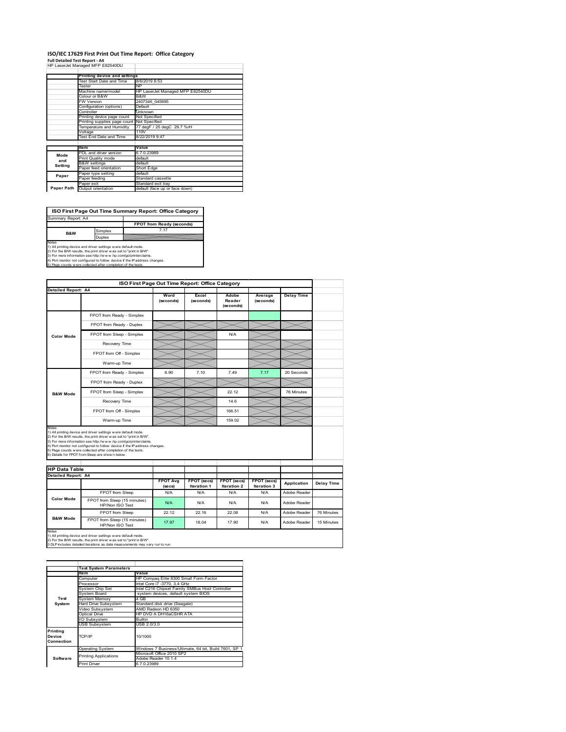# ISO/IEC 17629 First Print Out Time Report: Office Category

**Full Detailed Test Report - A4**

HP LaserJet Managed MFP E82540DU

| | Printing device and settings | |
|---|---|---|
| | Test Start Date and Time | 8/6/2019 8:53 |
| | Tester | NP |
| | Machine name/model | HP LaserJet Managed MFP E82540DU |
| | Colour or B&W | B&W |
| | FW Version | 2407346_045695 |
| | Configuration (options) | Default |
| | Controller | Unknown |
| | Printing device page count | Not Specified |
| | Printing supplies page count | Not Specified |
| | Temperature and Humidity | 77 degF / 25 degC 29.7 %rH |
| | Voltage | 110V |
| | Test End Date and Time | 8/22/2019 9:47 |

| | Item | Value |
|---|---|---|
| Mode and Setting | PDL and driver version | 6.7.0.23989 |
| | Print Quality mode | default |
| | B&W settings | default |
| | Paper feed orientation | Short Edge |
| Paper | Paper type setting | default |
| | Paper feeding | Standard cassette |
| | Paper exit | Standard exit tray |
| Paper Path | Output orientation | default (face up or face down) |

## ISO First Page Out Time Summary Report: Office Category

Summary Report: A4

| | | FPOT from Ready (seconds) |
|---|---|---|
| B&W | Simplex | 7.17 |
| | Duplex | |

Notes
1) All printing device and driver settings were default mode.
2) For the B/W results, the print driver was set to "print in B/W".
3) For more information see http://www.hp.com/go/printerclaims.
4) Port monitor not configured to follow device if the IP address changes.
5) Page counts were collected after completion of the tests.

## ISO First Page Out Time Report: Office Category

Detailed Report: A4

| | | Word (seconds) | Excel (seconds) | Adobe Reader (seconds) | Average (seconds) | Delay Time |
|---|---|---|---|---|---|---|
| Color Mode | FPOT from Ready - Simplex | | | | | |
| | FPOT from Ready - Duplex | | | | | |
| | FPOT from Sleep - Simplex | | | N/A | | |
| | Recovery Time | | | | | |
| | FPOT from Off - Simplex | | | | | |
| | Warm-up Time | | | | | |
| B&W Mode | FPOT from Ready - Simplex | 6.90 | 7.10 | 7.49 | 7.17 | 20 Seconds |
| | FPOT from Ready - Duplex | | | | | |
| | FPOT from Sleep - Simplex | | | 22.12 | | 76 Minutes |
| | Recovery Time | | | 14.6 | | |
| | FPOT from Off - Simplex | | | 166.51 | | |
| | Warm-up Time | | | 159.02 | | |

Notes
1) All printing device and driver settings were default mode.
2) For the B/W results, the print driver was set to "print in B/W".
3) For more information see http://www.hp.com/go/printerclaims.
4) Port monitor not configured to follow device if the IP address changes.
5) Page counts were collected after completion of the tests.
6) Details for FPOT from Sleep are shown below.

## HP Data Table

Detailed Report: A4

| | | FPOT Avg (secs) | FPOT (secs) Iteration 1 | FPOT (secs) Iteration 2 | FPOT (secs) Iteration 3 | Application | Delay Time |
|---|---|---|---|---|---|---|---|
| Color Mode | FPOT from Sleep | N/A | N/A | N/A | N/A | Adobe Reader | |
| | FPOT from Sleep (15 minutes) HP/Non ISO Test | N/A | N/A | N/A | N/A | Adobe Reader | |
| B&W Mode | FPOT from Sleep | 22.12 | 22.16 | 22.08 | N/A | Adobe Reader | 76 Minutes |
| | FPOT from Sleep (15 minutes) HP/Non ISO Test | 17.97 | 18.04 | 17.90 | N/A | Adobe Reader | 15 Minutes |

Notes
1) All printing device and driver settings were default mode.
2) For the B/W results, the print driver was set to "print in B/W".
3 DLP includes detailed iterations as data measurements may vary run to run.

| | Test System Parameters | |
|---|---|---|
| | Item | Value |
| Test System | Computer | HP Compaq Elite 8300 Small Form Factor |
| | Processor | Intel Core i7 -3770, 3.4 GHz |
| | System Chip Set | Intel C216 Chipset Family SMBus Host Controller |
| | System Board | system devices, default system BIOS |
| | System Memory | 4 GB |
| | Hard Drive Subsystem | Standard disk drive (Seagate) |
| | Video Subsystem | AMD Radeon HD 6350 |
| | Optical Drive | HP DVD A DH16aCSHR ATA |
| | I/O Subsystem | Builtin |
| | USB Subsystem | USB 2.0/3.0 |
| Printing Device Connection | TCP/IP | 10/1000 |
| Software | Operating System | Windows 7 Business/Ultimate, 64 bit, Build 7601, SP 1 |
| | Printing Applications | Microsoft Office 2010 SP2<br>Adobe Reader 10.1.4 |
| | Print Driver | 6.7.0.23989 |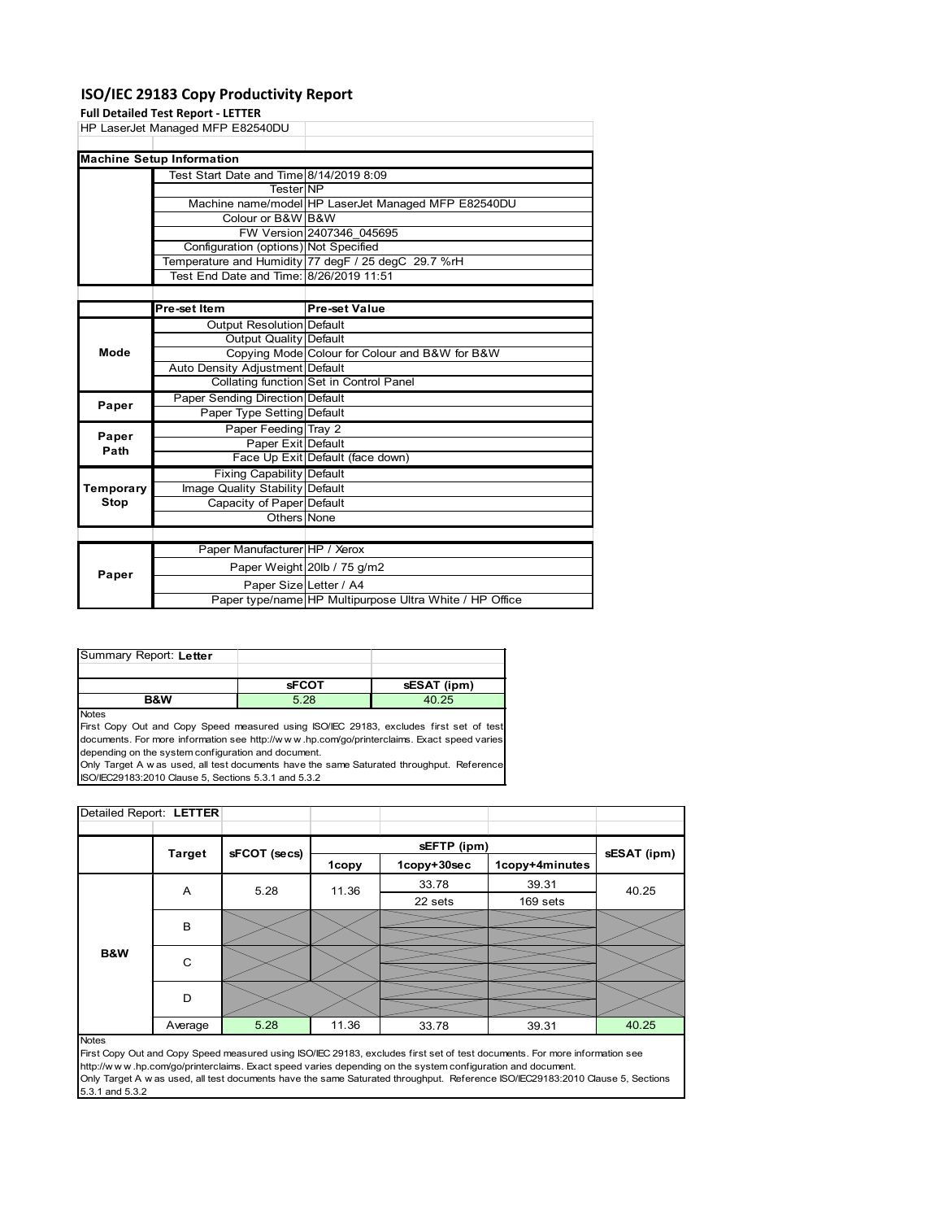# ISO/IEC 29183 Copy Productivity Report

**Full Detailed Test Report - LETTER**

HP LaserJet Managed MFP E82540DU

| **Machine Setup Information** | | |
|---|---|---|
| | Test Start Date and Time | 8/14/2019 8:09 |
| | Tester | NP |
| | Machine name/model | HP LaserJet Managed MFP E82540DU |
| | Colour or B&W | B&W |
| | FW Version | 2407346_045695 |
| | Configuration (options) | Not Specified |
| | Temperature and Humidity | 77 degF / 25 degC 29.7 %rH |
| | Test End Date and Time: | 8/26/2019 11:51 |

| | **Pre-set Item** | **Pre-set Value** |
|---|---|---|
| **Mode** | Output Resolution | Default |
| | Output Quality | Default |
| | Copying Mode | Colour for Colour and B&W for B&W |
| | Auto Density Adjustment | Default |
| | Collating function | Set in Control Panel |
| **Paper** | Paper Sending Direction | Default |
| | Paper Type Setting | Default |
| **Paper Path** | Paper Feeding | Tray 2 |
| | Paper Exit | Default |
| | Face Up Exit | Default (face down) |
| **Temporary Stop** | Fixing Capability | Default |
| | Image Quality Stability | Default |
| | Capacity of Paper | Default |
| | Others | None |

| | | |
|---|---|---|
| **Paper** | Paper Manufacturer | HP / Xerox |
| | Paper Weight | 20lb / 75 g/m2 |
| | Paper Size | Letter / A4 |
| | Paper type/name | HP Multipurpose Ultra White / HP Office |

Summary Report: **Letter**

| | **sFCOT** | **sESAT (ipm)** |
|---|---|---|
| **B&W** | 5.28 | 40.25 |

Notes
First Copy Out and Copy Speed measured using ISO/IEC 29183, excludes first set of test documents. For more information see http://www.hp.com/go/printerclaims. Exact speed varies depending on the system configuration and document.
Only Target A was used, all test documents have the same Saturated throughput. Reference ISO/IEC29183:2010 Clause 5, Sections 5.3.1 and 5.3.2

Detailed Report: **LETTER**

| | Target | sFCOT (secs) | sEFTP (ipm) 1copy | sEFTP (ipm) 1copy+30sec | sEFTP (ipm) 1copy+4minutes | sESAT (ipm) |
|---|---|---|---|---|---|---|
| **B&W** | A | 5.28 | 11.36 | 33.78 (22 sets) | 39.31 (169 sets) | 40.25 |
| | B | | | | | |
| | C | | | | | |
| | D | | | | | |
| | Average | 5.28 | 11.36 | 33.78 | 39.31 | 40.25 |

Notes
First Copy Out and Copy Speed measured using ISO/IEC 29183, excludes first set of test documents. For more information see http://www.hp.com/go/printerclaims. Exact speed varies depending on the system configuration and document.
Only Target A was used, all test documents have the same Saturated throughput. Reference ISO/IEC29183:2010 Clause 5, Sections 5.3.1 and 5.3.2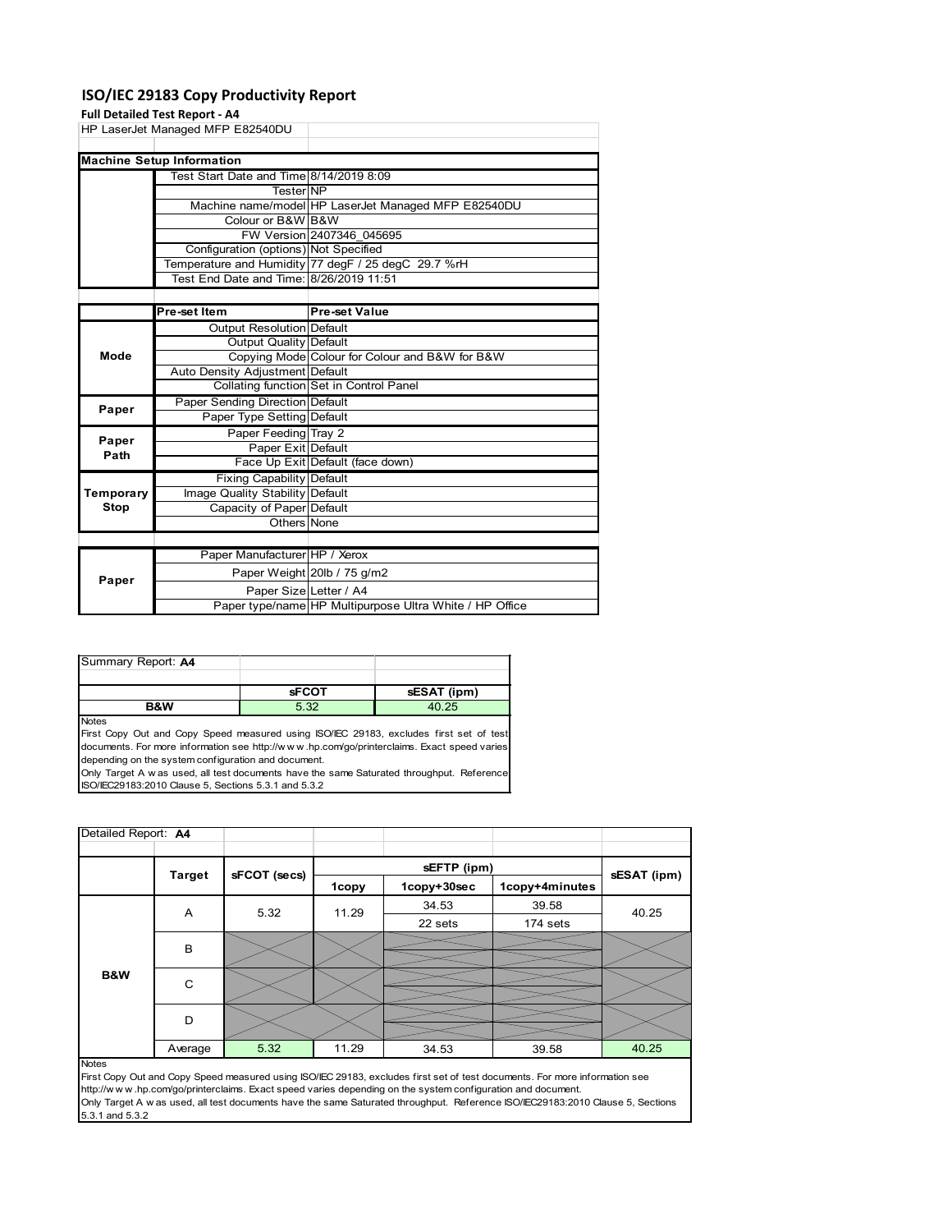# ISO/IEC 29183 Copy Productivity Report

**Full Detailed Test Report - A4**

| HP LaserJet Managed MFP E82540DU | | |
|---|---|---|
| **Machine Setup Information** | | |
| | Test Start Date and Time | 8/14/2019 8:09 |
| | Tester | NP |
| | Machine name/model | HP LaserJet Managed MFP E82540DU |
| | Colour or B&W | B&W |
| | FW Version | 2407346_045695 |
| | Configuration (options) | Not Specified |
| | Temperature and Humidity | 77 degF / 25 degC 29.7 %rH |
| | Test End Date and Time: | 8/26/2019 11:51 |
| | **Pre-set Item** | **Pre-set Value** |
| **Mode** | Output Resolution | Default |
| | Output Quality | Default |
| | Copying Mode | Colour for Colour and B&W for B&W |
| | Auto Density Adjustment | Default |
| | Collating function | Set in Control Panel |
| **Paper** | Paper Sending Direction | Default |
| | Paper Type Setting | Default |
| **Paper Path** | Paper Feeding | Tray 2 |
| | Paper Exit | Default |
| | Face Up Exit | Default (face down) |
| **Temporary Stop** | Fixing Capability | Default |
| | Image Quality Stability | Default |
| | Capacity of Paper | Default |
| | Others | None |
| **Paper** | Paper Manufacturer | HP / Xerox |
| | Paper Weight | 20lb / 75 g/m2 |
| | Paper Size | Letter / A4 |
| | Paper type/name | HP Multipurpose Ultra White / HP Office |

Summary Report: **A4**

| | sFCOT | sESAT (ipm) |
|---|---|---|
| **B&W** | 5.32 | 40.25 |

Notes
First Copy Out and Copy Speed measured using ISO/IEC 29183, excludes first set of test documents. For more information see http://www.hp.com/go/printerclaims. Exact speed varies depending on the system configuration and document.
Only Target A was used, all test documents have the same Saturated throughput. Reference ISO/IEC29183:2010 Clause 5, Sections 5.3.1 and 5.3.2

Detailed Report: **A4**

| | Target | sFCOT (secs) | sEFTP (ipm) | | | sESAT (ipm) |
|---|---|---|---|---|---|---|
| | | | 1copy | 1copy+30sec | 1copy+4minutes | |
| **B&W** | A | 5.32 | 11.29 | 34.53<br>22 sets | 39.58<br>174 sets | 40.25 |
| | B | | | | | |
| | C | | | | | |
| | D | | | | | |
| | Average | 5.32 | 11.29 | 34.53 | 39.58 | 40.25 |

Notes
First Copy Out and Copy Speed measured using ISO/IEC 29183, excludes first set of test documents. For more information see http://www.hp.com/go/printerclaims. Exact speed varies depending on the system configuration and document.
Only Target A was used, all test documents have the same Saturated throughput. Reference ISO/IEC29183:2010 Clause 5, Sections 5.3.1 and 5.3.2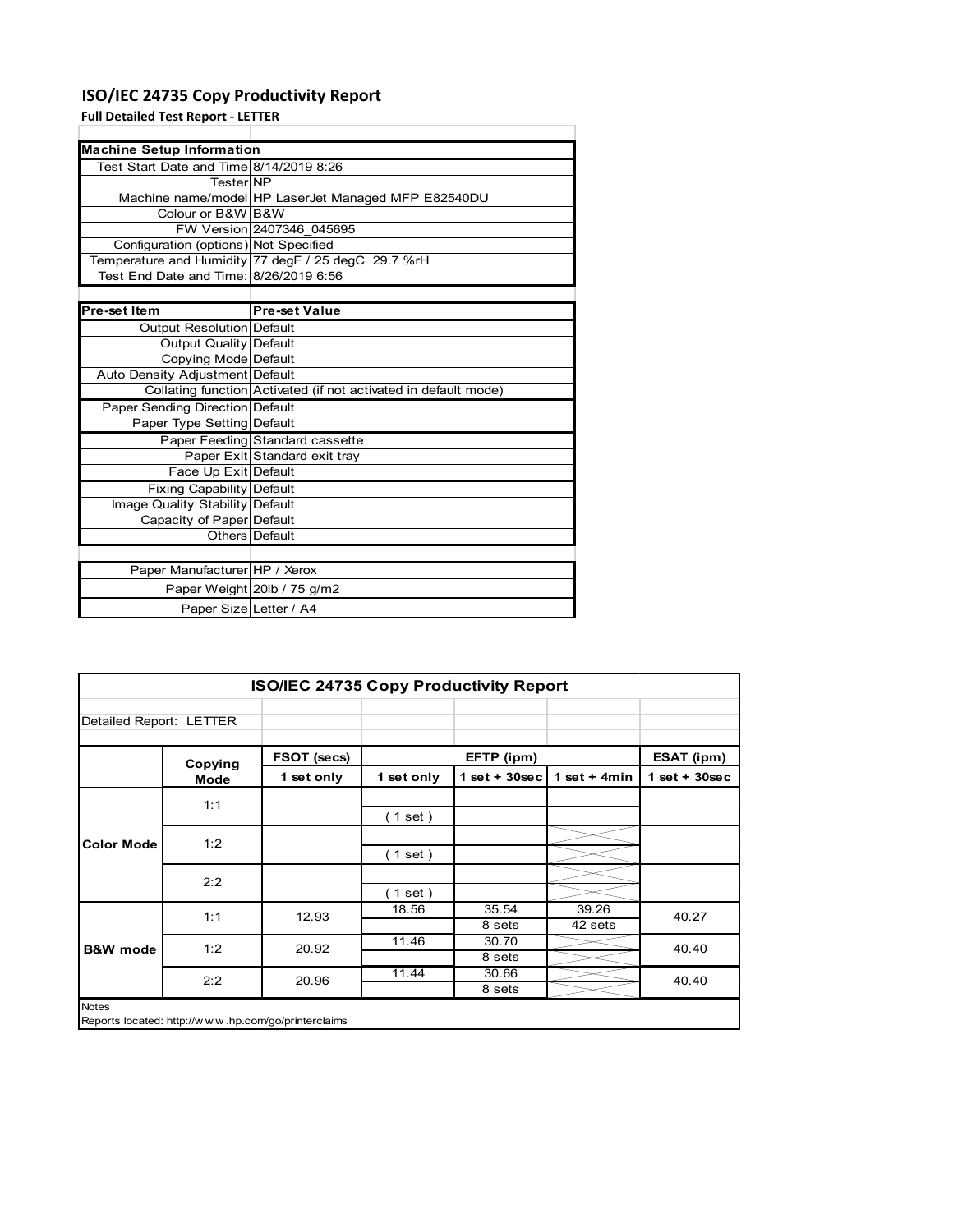# ISO/IEC 24735 Copy Productivity Report

**Full Detailed Test Report - LETTER**

| Machine Setup Information | |
|---|---|
| Test Start Date and Time | 8/14/2019 8:26 |
| Tester | NP |
| Machine name/model | HP LaserJet Managed MFP E82540DU |
| Colour or B&W | B&W |
| FW Version | 2407346_045695 |
| Configuration (options) | Not Specified |
| Temperature and Humidity | 77 degF / 25 degC 29.7 %rH |
| Test End Date and Time: | 8/26/2019 6:56 |

| Pre-set Item | Pre-set Value |
|---|---|
| Output Resolution | Default |
| Output Quality | Default |
| Copying Mode | Default |
| Auto Density Adjustment | Default |
| Collating function | Activated (if not activated in default mode) |
| Paper Sending Direction | Default |
| Paper Type Setting | Default |
| Paper Feeding | Standard cassette |
| Paper Exit | Standard exit tray |
| Face Up Exit | Default |
| Fixing Capability | Default |
| Image Quality Stability | Default |
| Capacity of Paper | Default |
| Others | Default |

| | |
|---|---|
| Paper Manufacturer | HP / Xerox |
| Paper Weight | 20lb / 75 g/m2 |
| Paper Size | Letter / A4 |

**ISO/IEC 24735 Copy Productivity Report**

Detailed Report: LETTER

| | Copying Mode | FSOT (secs) | EFTP (ipm) | | | ESAT (ipm) |
|---|---|---|---|---|---|---|
| | | 1 set only | 1 set only | 1 set + 30sec | 1 set + 4min | 1 set + 30sec |
| Color Mode | 1:1 | | ( 1 set ) | | | |
| | 1:2 | | ( 1 set ) | | | |
| | 2:2 | | ( 1 set ) | | | |
| B&W mode | 1:1 | 12.93 | 18.56 | 35.54<br>8 sets | 39.26<br>42 sets | 40.27 |
| | 1:2 | 20.92 | 11.46 | 30.70<br>8 sets | | 40.40 |
| | 2:2 | 20.96 | 11.44 | 30.66<br>8 sets | | 40.40 |

Notes

Reports located: http://w w w .hp.com/go/printerclaims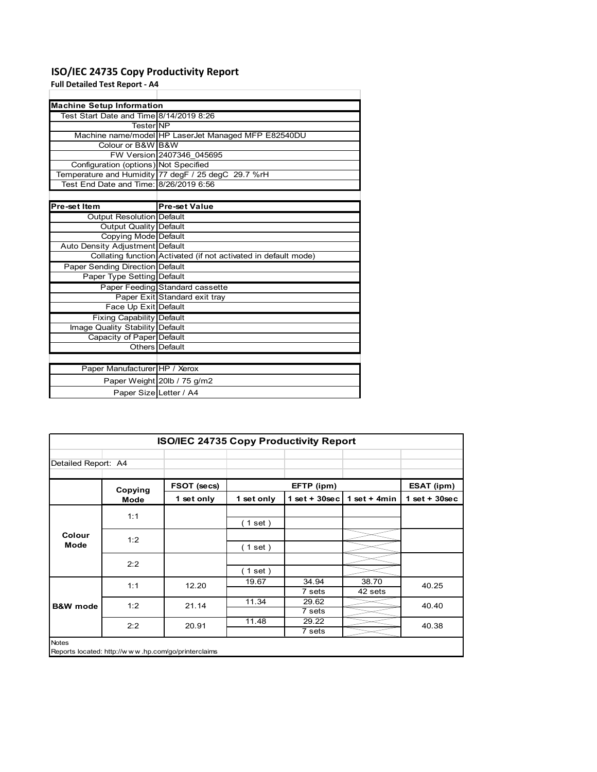# ISO/IEC 24735 Copy Productivity Report

**Full Detailed Test Report - A4**

| Machine Setup Information | |
|---|---|
| Test Start Date and Time | 8/14/2019 8:26 |
| Tester | NP |
| Machine name/model | HP LaserJet Managed MFP E82540DU |
| Colour or B&W | B&W |
| FW Version | 2407346_045695 |
| Configuration (options) | Not Specified |
| Temperature and Humidity | 77 degF / 25 degC 29.7 %rH |
| Test End Date and Time: | 8/26/2019 6:56 |

| Pre-set Item | Pre-set Value |
|---|---|
| Output Resolution | Default |
| Output Quality | Default |
| Copying Mode | Default |
| Auto Density Adjustment | Default |
| Collating function | Activated (if not activated in default mode) |
| Paper Sending Direction | Default |
| Paper Type Setting | Default |
| Paper Feeding | Standard cassette |
| Paper Exit | Standard exit tray |
| Face Up Exit | Default |
| Fixing Capability | Default |
| Image Quality Stability | Default |
| Capacity of Paper | Default |
| Others | Default |

| | |
|---|---|
| Paper Manufacturer | HP / Xerox |
| Paper Weight | 20lb / 75 g/m2 |
| Paper Size | Letter / A4 |

## ISO/IEC 24735 Copy Productivity Report

Detailed Report: A4

| | Copying Mode | FSOT (secs) | EFTP (ipm) | | | ESAT (ipm) |
|---|---|---|---|---|---|---|
| | | 1 set only | 1 set only | 1 set + 30sec | 1 set + 4min | 1 set + 30sec |
| Colour Mode | 1:1 | | ( 1 set ) | | | |
| | 1:2 | | ( 1 set ) | | | |
| | 2:2 | | ( 1 set ) | | | |
| B&W mode | 1:1 | 12.20 | 19.67 | 34.94<br>7 sets | 38.70<br>42 sets | 40.25 |
| | 1:2 | 21.14 | 11.34 | 29.62<br>7 sets | | 40.40 |
| | 2:2 | 20.91 | 11.48 | 29.22<br>7 sets | | 40.38 |

Notes

Reports located: http://www.hp.com/go/printerclaims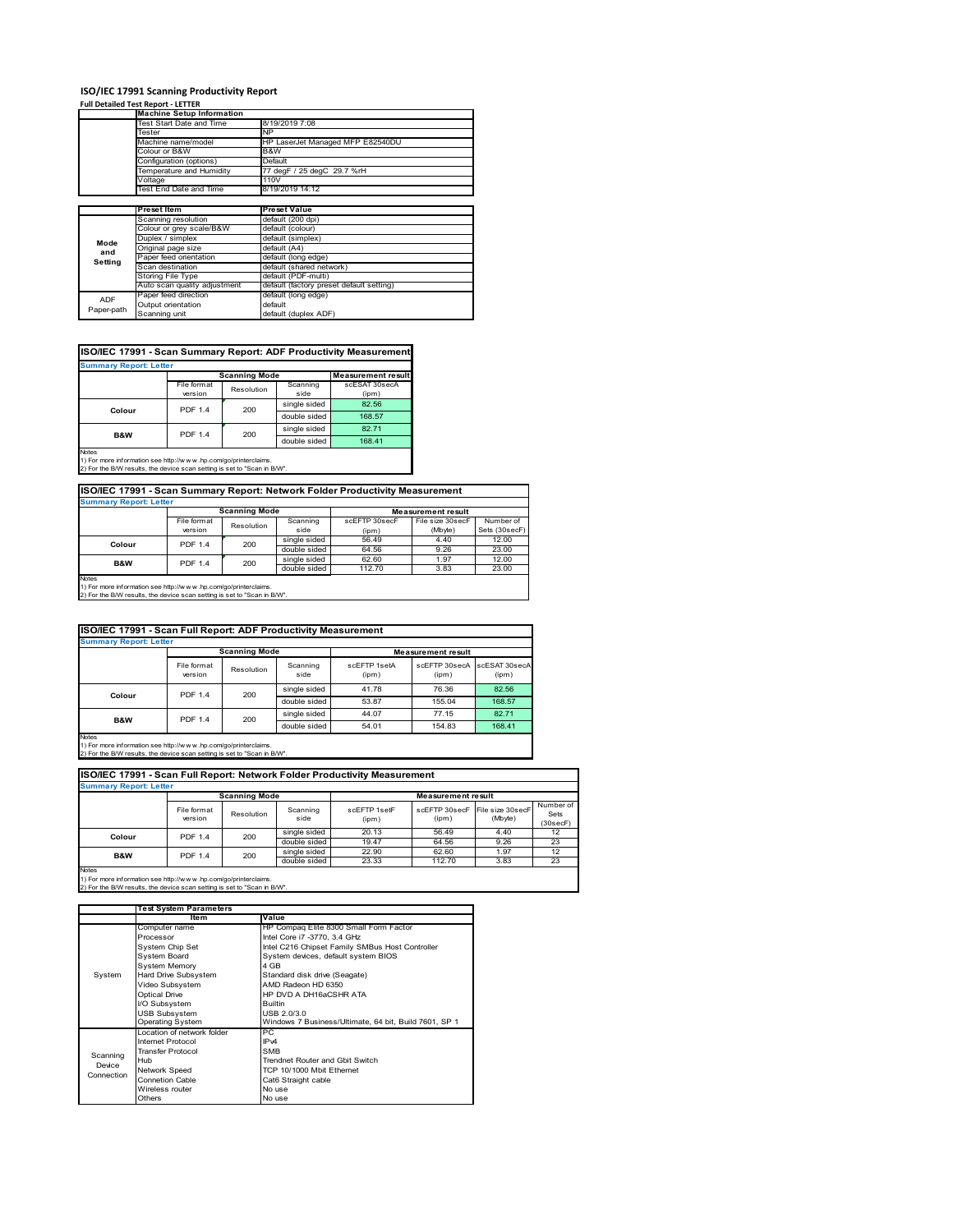# ISO/IEC 17991 Scanning Productivity Report

**Full Detailed Test Report - LETTER**

| | Machine Setup Information | |
|---|---|---|
| | Test Start Date and Time | 8/19/2019 7:08 |
| | Tester | NP |
| | Machine name/model | HP LaserJet Managed MFP E82540DU |
| | Colour or B&W | B&W |
| | Configuration (options) | Default |
| | Temperature and Humidity | 77 degF / 25 degC 29.7 %rH |
| | Voltage | 110V |
| | Test End Date and Time | 8/19/2019 14:12 |

| | Preset Item | Preset Value |
|---|---|---|
| Mode and Setting | Scanning resolution | default (200 dpi) |
| | Colour or grey scale/B&W | default (colour) |
| | Duplex / simplex | default (simplex) |
| | Original page size | default (A4) |
| | Paper feed orientation | default (long edge) |
| | Scan destination | default (shared network) |
| | Storing File Type | default (PDF-multi) |
| | Auto scan quality adjustment | default (factory preset default setting) |
| ADF Paper-path | Paper feed direction | default (long edge) |
| | Output orientation | default |
| | Scanning unit | default (duplex ADF) |

## ISO/IEC 17991 - Scan Summary Report: ADF Productivity Measurement

**Summary Report: Letter**

| | Scanning Mode | | | Measurement result |
|---|---|---|---|---|
| | File format version | Resolution | Scanning side | scESAT 30secA (ipm) |
| Colour | PDF 1.4 | 200 | single sided | 82.56 |
| | | | double sided | 168.57 |
| B&W | PDF 1.4 | 200 | single sided | 82.71 |
| | | | double sided | 168.41 |

Notes
1) For more information see http://www.hp.com/go/printerclaims.
2) For the B/W results, the device scan setting is set to "Scan in B/W".

## ISO/IEC 17991 - Scan Summary Report: Network Folder Productivity Measurement

**Summary Report: Letter**

| | Scanning Mode | | | Measurement result | | |
|---|---|---|---|---|---|---|
| | File format version | Resolution | Scanning side | scEFTP 30secF (ipm) | File size 30secF (Mbyte) | Number of Sets (30secF) |
| Colour | PDF 1.4 | 200 | single sided | 56.49 | 4.40 | 12.00 |
| | | | double sided | 64.56 | 9.26 | 23.00 |
| B&W | PDF 1.4 | 200 | single sided | 62.60 | 1.97 | 12.00 |
| | | | double sided | 112.70 | 3.83 | 23.00 |

Notes
1) For more information see http://www.hp.com/go/printerclaims.
2) For the B/W results, the device scan setting is set to "Scan in B/W".

## ISO/IEC 17991 - Scan Full Report: ADF Productivity Measurement

**Summary Report: Letter**

| | Scanning Mode | | | Measurement result | | |
|---|---|---|---|---|---|---|
| | File format version | Resolution | Scanning side | scEFTP 1setA (ipm) | scEFTP 30secA (ipm) | scESAT 30secA (ipm) |
| Colour | PDF 1.4 | 200 | single sided | 41.78 | 76.36 | 82.56 |
| | | | double sided | 53.87 | 155.04 | 168.57 |
| B&W | PDF 1.4 | 200 | single sided | 44.07 | 77.15 | 82.71 |
| | | | double sided | 54.01 | 154.83 | 168.41 |

Notes
1) For more information see http://www.hp.com/go/printerclaims.
2) For the B/W results, the device scan setting is set to "Scan in B/W".

## ISO/IEC 17991 - Scan Full Report: Network Folder Productivity Measurement

**Summary Report: Letter**

| | Scanning Mode | | | Measurement result | | | |
|---|---|---|---|---|---|---|---|
| | File format version | Resolution | Scanning side | scEFTP 1setF (ipm) | scEFTP 30secF (ipm) | File size 30secF (Mbyte) | Number of Sets (30secF) |
| Colour | PDF 1.4 | 200 | single sided | 20.13 | 56.49 | 4.40 | 12 |
| | | | double sided | 19.47 | 64.56 | 9.26 | 23 |
| B&W | PDF 1.4 | 200 | single sided | 22.90 | 62.60 | 1.97 | 12 |
| | | | double sided | 23.33 | 112.70 | 3.83 | 23 |

Notes
1) For more information see http://www.hp.com/go/printerclaims.
2) For the B/W results, the device scan setting is set to "Scan in B/W".

| | Test System Parameters | |
|---|---|---|
| | Item | Value |
| System | Computer name | HP Compaq Elite 8300 Small Form Factor |
| | Processor | Intel Core i7 -3770, 3.4 GHz |
| | System Chip Set | Intel C216 Chipset Family SMBus Host Controller |
| | System Board | System devices, default system BIOS |
| | System Memory | 4 GB |
| | Hard Drive Subsystem | Standard disk drive (Seagate) |
| | Video Subsystem | AMD Radeon HD 6350 |
| | Optical Drive | HP DVD A DH16aCSHR ATA |
| | I/O Subsystem | Builtin |
| | USB Subsystem | USB 2.0/3.0 |
| | Operating System | Windows 7 Business/Ultimate, 64 bit, Build 7601, SP 1 |
| Scanning Device Connection | Location of network folder | PC |
| | Internet Protocol | IPv4 |
| | Transfer Protocol | SMB |
| | Hub | Trendnet Router and Gbit Switch |
| | Network Speed | TCP 10/1000 Mbit Ethernet |
| | Connetion Cable | Cat6 Straight cable |
| | Wireless router | No use |
| | Others | No use |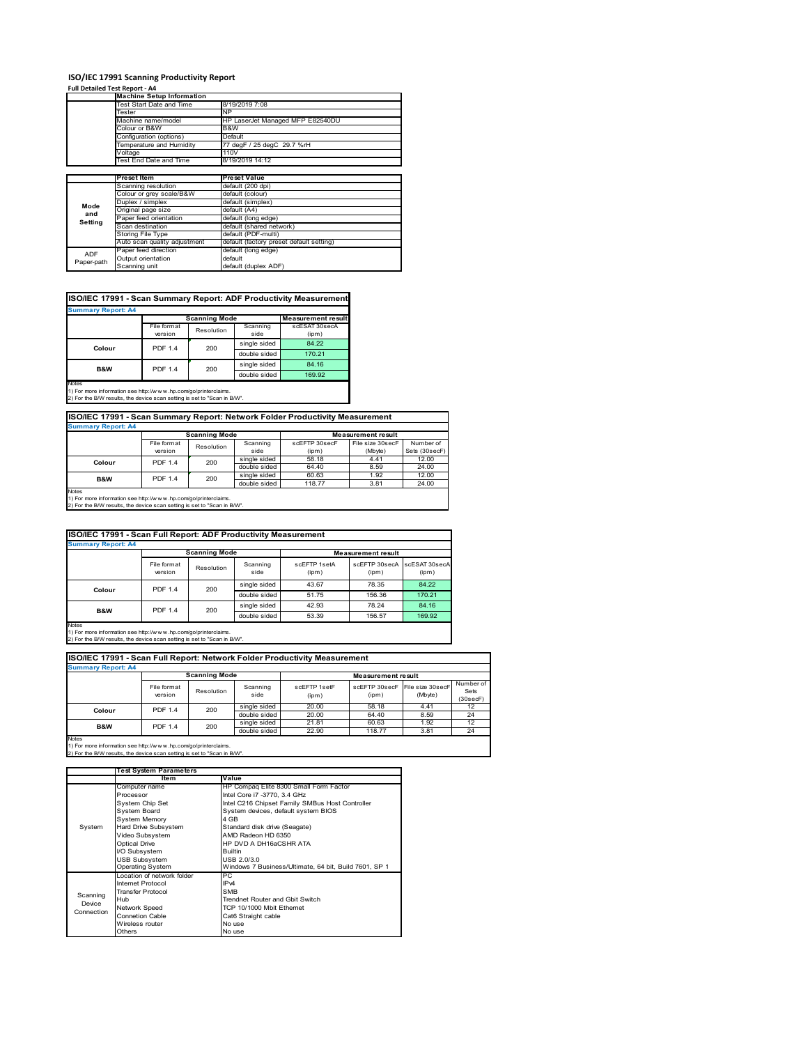# ISO/IEC 17991 Scanning Productivity Report

**Full Detailed Test Report - A4**

| | Machine Setup Information | |
|---|---|---|
| | Test Start Date and Time | 8/19/2019 7:08 |
| | Tester | NP |
| | Machine name/model | HP LaserJet Managed MFP E82540DU |
| | Colour or B&W | B&W |
| | Configuration (options) | Default |
| | Temperature and Humidity | 77 degF / 25 degC 29.7 %rH |
| | Voltage | 110V |
| | Test End Date and Time | 8/19/2019 14:12 |

| | Preset Item | Preset Value |
|---|---|---|
| Mode and Setting | Scanning resolution | default (200 dpi) |
| | Colour or grey scale/B&W | default (colour) |
| | Duplex / simplex | default (simplex) |
| | Original page size | default (A4) |
| | Paper feed orientation | default (long edge) |
| | Scan destination | default (shared network) |
| | Storing File Type | default (PDF-multi) |
| | Auto scan quality adjustment | default (factory preset default setting) |
| ADF Paper-path | Paper feed direction | default (long edge) |
| | Output orientation | default |
| | Scanning unit | default (duplex ADF) |

## ISO/IEC 17991 - Scan Summary Report: ADF Productivity Measurement

**Summary Report: A4**

| | Scanning Mode | | | Measurement result |
|---|---|---|---|---|
| | File format version | Resolution | Scanning side | scESAT 30secA (ipm) |
| Colour | PDF 1.4 | 200 | single sided | 84.22 |
| | | | double sided | 170.21 |
| B&W | PDF 1.4 | 200 | single sided | 84.16 |
| | | | double sided | 169.92 |

Notes
1) For more information see http://www.hp.com/go/printerclaims.
2) For the B/W results, the device scan setting is set to "Scan in B/W".

## ISO/IEC 17991 - Scan Summary Report: Network Folder Productivity Measurement

**Summary Report: A4**

| | Scanning Mode | | | Measurement result | | |
|---|---|---|---|---|---|---|
| | File format version | Resolution | Scanning side | scEFTP 30secF (ipm) | File size 30secF (Mbyte) | Number of Sets (30secF) |
| Colour | PDF 1.4 | 200 | single sided | 58.18 | 4.41 | 12.00 |
| | | | double sided | 64.40 | 8.59 | 24.00 |
| B&W | PDF 1.4 | 200 | single sided | 60.63 | 1.92 | 12.00 |
| | | | double sided | 118.77 | 3.81 | 24.00 |

Notes
1) For more information see http://www.hp.com/go/printerclaims.
2) For the B/W results, the device scan setting is set to "Scan in B/W".

## ISO/IEC 17991 - Scan Full Report: ADF Productivity Measurement

**Summary Report: A4**

| | Scanning Mode | | | Measurement result | | |
|---|---|---|---|---|---|---|
| | File format version | Resolution | Scanning side | scEFTP 1setA (ipm) | scEFTP 30secA (ipm) | scESAT 30secA (ipm) |
| Colour | PDF 1.4 | 200 | single sided | 43.67 | 78.35 | 84.22 |
| | | | double sided | 51.75 | 156.36 | 170.21 |
| B&W | PDF 1.4 | 200 | single sided | 42.93 | 78.24 | 84.16 |
| | | | double sided | 53.39 | 156.57 | 169.92 |

Notes
1) For more information see http://www.hp.com/go/printerclaims.
2) For the B/W results, the device scan setting is set to "Scan in B/W".

## ISO/IEC 17991 - Scan Full Report: Network Folder Productivity Measurement

**Summary Report: A4**

| | Scanning Mode | | | Measurement result | | | |
|---|---|---|---|---|---|---|---|
| | File format version | Resolution | Scanning side | scEFTP 1setF (ipm) | scEFTP 30secF (ipm) | File size 30secF (Mbyte) | Number of Sets (30secF) |
| Colour | PDF 1.4 | 200 | single sided | 20.00 | 58.18 | 4.41 | 12 |
| | | | double sided | 20.00 | 64.40 | 8.59 | 24 |
| B&W | PDF 1.4 | 200 | single sided | 21.81 | 60.63 | 1.92 | 12 |
| | | | double sided | 22.90 | 118.77 | 3.81 | 24 |

Notes
1) For more information see http://www.hp.com/go/printerclaims.
2) For the B/W results, the device scan setting is set to "Scan in B/W".

| | Test System Parameters | |
|---|---|---|
| | Item | Value |
| System | Computer name | HP Compaq Elite 8300 Small Form Factor |
| | Processor | Intel Core i7 -3770, 3.4 GHz |
| | System Chip Set | Intel C216 Chipset Family SMBus Host Controller |
| | System Board | System devices, default system BIOS |
| | System Memory | 4 GB |
| | Hard Drive Subsystem | Standard disk drive (Seagate) |
| | Video Subsystem | AMD Radeon HD 6350 |
| | Optical Drive | HP DVD A DH16aCSHR ATA |
| | I/O Subsystem | Builtin |
| | USB Subsystem | USB 2.0/3.0 |
| | Operating System | Windows 7 Business/Ultimate, 64 bit, Build 7601, SP 1 |
| Scanning Device Connection | Location of network folder | PC |
| | Internet Protocol | IPv4 |
| | Transfer Protocol | SMB |
| | Hub | Trendnet Router and Gbit Switch |
| | Network Speed | TCP 10/1000 Mbit Ethernet |
| | Connetion Cable | Cat6 Straight cable |
| | Wireless router | No use |
| | Others | No use |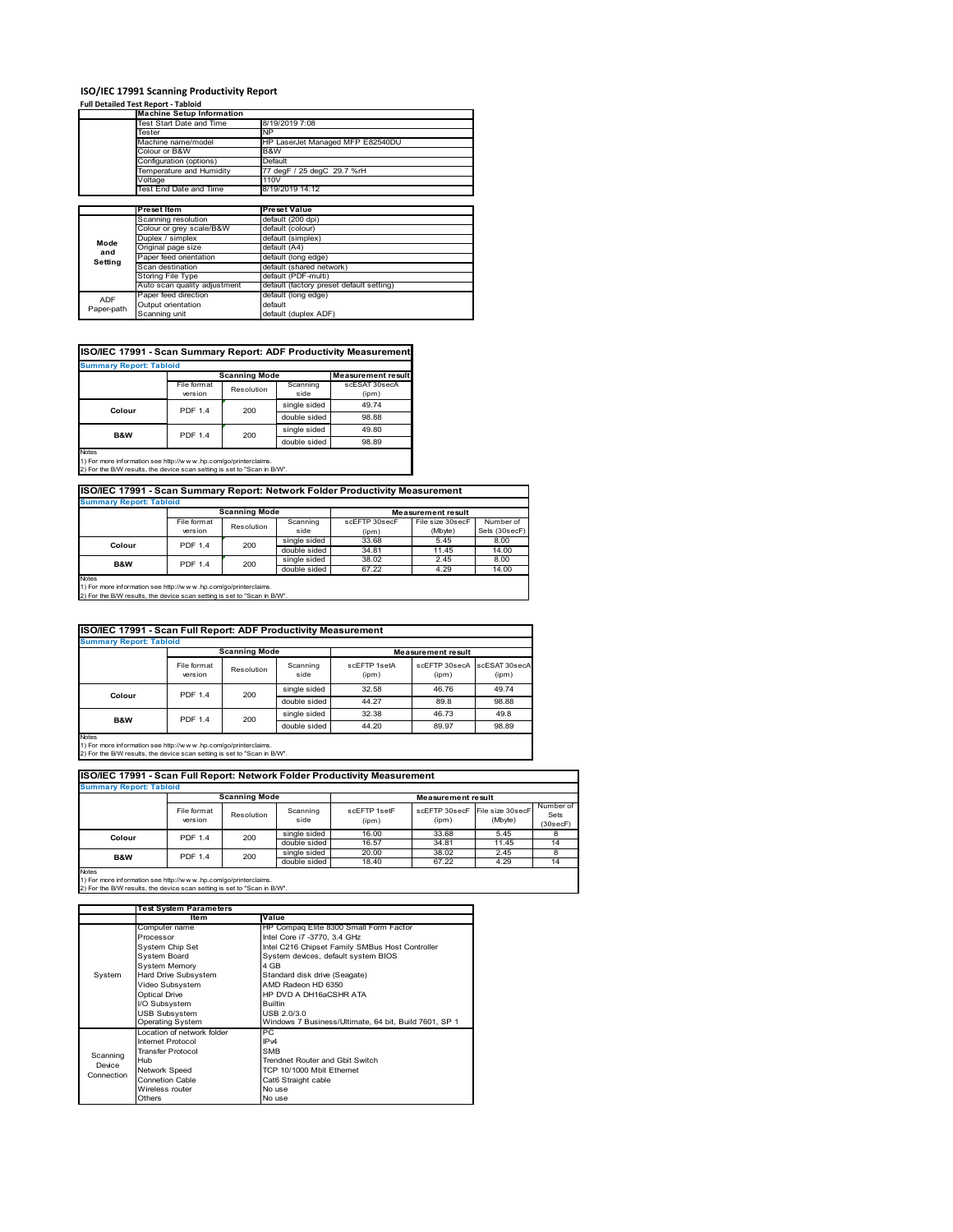# ISO/IEC 17991 Scanning Productivity Report

**Full Detailed Test Report - Tabloid**

| | Machine Setup Information | |
|---|---|---|
| | Test Start Date and Time | 8/19/2019 7:08 |
| | Tester | NP |
| | Machine name/model | HP LaserJet Managed MFP E82540DU |
| | Colour or B&W | B&W |
| | Configuration (options) | Default |
| | Temperature and Humidity | 77 degF / 25 degC 29.7 %rH |
| | Voltage | 110V |
| | Test End Date and Time | 8/19/2019 14:12 |

| | Preset Item | Preset Value |
|---|---|---|
| Mode and Setting | Scanning resolution | default (200 dpi) |
| | Colour or grey scale/B&W | default (colour) |
| | Duplex / simplex | default (simplex) |
| | Original page size | default (A4) |
| | Paper feed orientation | default (long edge) |
| | Scan destination | default (shared network) |
| | Storing File Type | default (PDF-multi) |
| | Auto scan quality adjustment | default (factory preset default setting) |
| ADF Paper-path | Paper feed direction | default (long edge) |
| | Output orientation | default |
| | Scanning unit | default (duplex ADF) |

## ISO/IEC 17991 - Scan Summary Report: ADF Productivity Measurement

**Summary Report: Tabloid**

| | Scanning Mode | | | Measurement result |
|---|---|---|---|---|
| | File format version | Resolution | Scanning side | scESAT 30secA (ipm) |
| Colour | PDF 1.4 | 200 | single sided | 49.74 |
| | | | double sided | 98.88 |
| B&W | PDF 1.4 | 200 | single sided | 49.80 |
| | | | double sided | 98.89 |

Notes
1) For more information see http://w w w .hp.com/go/printerclaims.
2) For the B/W results, the device scan setting is set to "Scan in B/W".

## ISO/IEC 17991 - Scan Summary Report: Network Folder Productivity Measurement

**Summary Report: Tabloid**

| | Scanning Mode | | | Measurement result | | |
|---|---|---|---|---|---|---|
| | File format version | Resolution | Scanning side | scEFTP 30secF (ipm) | File size 30secF (Mbyte) | Number of Sets (30secF) |
| Colour | PDF 1.4 | 200 | single sided | 33.68 | 5.45 | 8.00 |
| | | | double sided | 34.81 | 11.45 | 14.00 |
| B&W | PDF 1.4 | 200 | single sided | 38.02 | 2.45 | 8.00 |
| | | | double sided | 67.22 | 4.29 | 14.00 |

Notes
1) For more information see http://w w w .hp.com/go/printerclaims.
2) For the B/W results, the device scan setting is set to "Scan in B/W".

## ISO/IEC 17991 - Scan Full Report: ADF Productivity Measurement

**Summary Report: Tabloid**

| | Scanning Mode | | | Measurement result | | |
|---|---|---|---|---|---|---|
| | File format version | Resolution | Scanning side | scEFTP 1setA (ipm) | scEFTP 30secA (ipm) | scESAT 30secA (ipm) |
| Colour | PDF 1.4 | 200 | single sided | 32.58 | 46.76 | 49.74 |
| | | | double sided | 44.27 | 89.8 | 98.88 |
| B&W | PDF 1.4 | 200 | single sided | 32.38 | 46.73 | 49.8 |
| | | | double sided | 44.20 | 89.97 | 98.89 |

Notes
1) For more information see http://w w w .hp.com/go/printerclaims.
2) For the B/W results, the device scan setting is set to "Scan in B/W".

## ISO/IEC 17991 - Scan Full Report: Network Folder Productivity Measurement

**Summary Report: Tabloid**

| | Scanning Mode | | | Measurement result | | | |
|---|---|---|---|---|---|---|---|
| | File format version | Resolution | Scanning side | scEFTP 1setF (ipm) | scEFTP 30secF (ipm) | File size 30secF (Mbyte) | Number of Sets (30secF) |
| Colour | PDF 1.4 | 200 | single sided | 16.00 | 33.68 | 5.45 | 8 |
| | | | double sided | 16.57 | 34.81 | 11.45 | 14 |
| B&W | PDF 1.4 | 200 | single sided | 20.00 | 38.02 | 2.45 | 8 |
| | | | double sided | 18.40 | 67.22 | 4.29 | 14 |

Notes
1) For more information see http://w w w .hp.com/go/printerclaims.
2) For the B/W results, the device scan setting is set to "Scan in B/W".

| | Test System Parameters | |
|---|---|---|
| | Item | Value |
| System | Computer name | HP Compaq Elite 8300 Small Form Factor |
| | Processor | Intel Core i7 -3770, 3.4 GHz |
| | System Chip Set | Intel C216 Chipset Family SMBus Host Controller |
| | System Board | System devices, default system BIOS |
| | System Memory | 4 GB |
| | Hard Drive Subsystem | Standard disk drive (Seagate) |
| | Video Subsystem | AMD Radeon HD 6350 |
| | Optical Drive | HP DVD A DH16aCSHR ATA |
| | I/O Subsystem | Builtin |
| | USB Subsystem | USB 2.0/3.0 |
| | Operating System | Windows 7 Business/Ultimate, 64 bit, Build 7601, SP 1 |
| Scanning Device Connection | Location of network folder | PC |
| | Internet Protocol | IPv4 |
| | Transfer Protocol | SMB |
| | Hub | Trendnet Router and Gbit Switch |
| | Network Speed | TCP 10/1000 Mbit Ethernet |
| | Connetion Cable | Cat6 Straight cable |
| | Wireless router | No use |
| | Others | No use |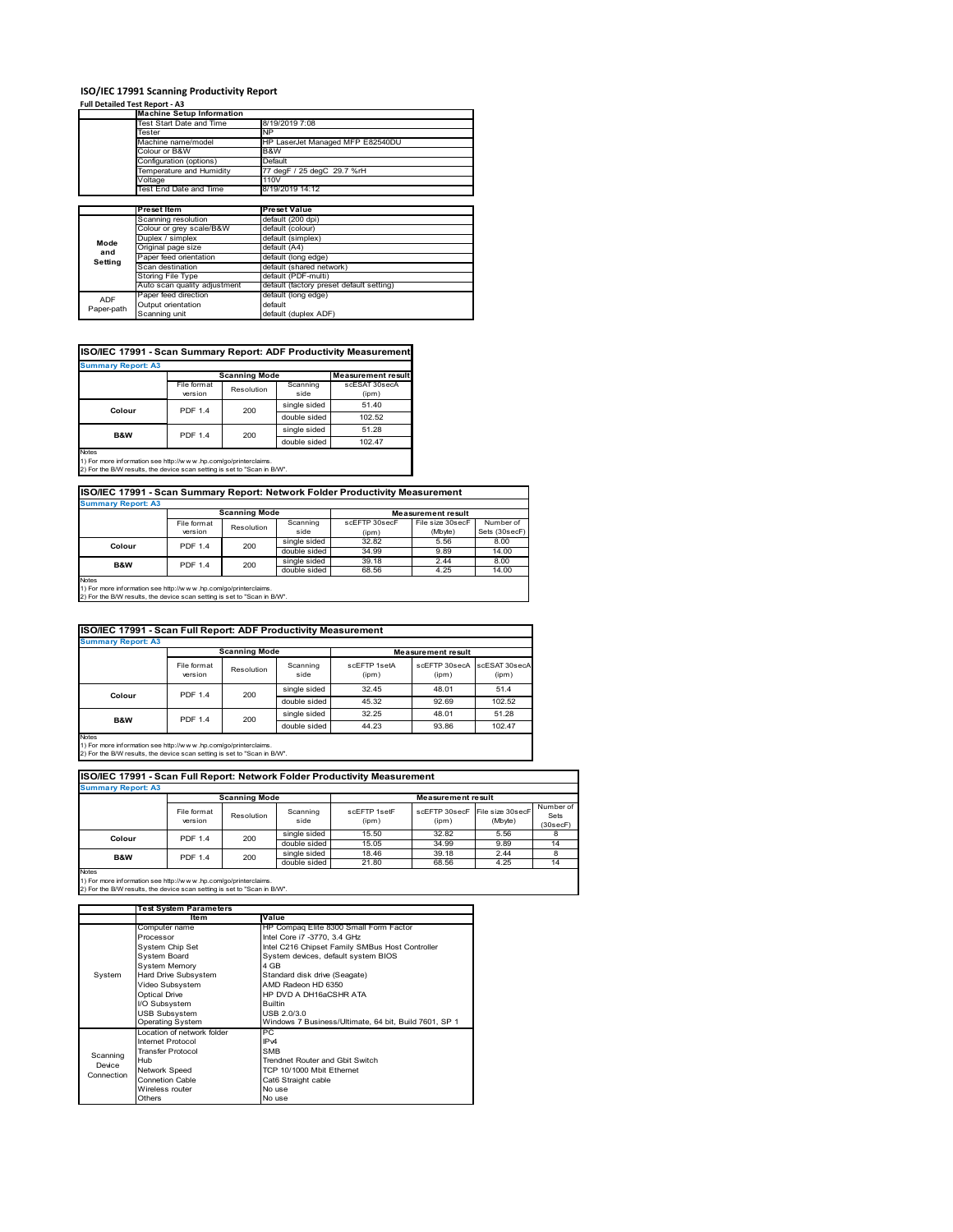# ISO/IEC 17991 Scanning Productivity Report

**Full Detailed Test Report - A3**

| | Machine Setup Information | |
|---|---|---|
| | Test Start Date and Time | 8/19/2019 7:08 |
| | Tester | NP |
| | Machine name/model | HP LaserJet Managed MFP E82540DU |
| | Colour or B&W | B&W |
| | Configuration (options) | Default |
| | Temperature and Humidity | 77 degF / 25 degC 29.7 %rH |
| | Voltage | 110V |
| | Test End Date and Time | 8/19/2019 14:12 |

| | Preset Item | Preset Value |
|---|---|---|
| Mode and Setting | Scanning resolution | default (200 dpi) |
| | Colour or grey scale/B&W | default (colour) |
| | Duplex / simplex | default (simplex) |
| | Original page size | default (A4) |
| | Paper feed orientation | default (long edge) |
| | Scan destination | default (shared network) |
| | Storing File Type | default (PDF-multi) |
| | Auto scan quality adjustment | default (factory preset default setting) |
| ADF Paper-path | Paper feed direction | default (long edge) |
| | Output orientation | default |
| | Scanning unit | default (duplex ADF) |

## ISO/IEC 17991 - Scan Summary Report: ADF Productivity Measurement

**Summary Report: A3**

| | Scanning Mode | | | Measurement result |
|---|---|---|---|---|
| | File format version | Resolution | Scanning side | scESAT 30secA (ipm) |
| Colour | PDF 1.4 | 200 | single sided | 51.40 |
| | | | double sided | 102.52 |
| B&W | PDF 1.4 | 200 | single sided | 51.28 |
| | | | double sided | 102.47 |

Notes
1) For more information see http://www.hp.com/go/printerclaims.
2) For the B/W results, the device scan setting is set to "Scan in B/W".

## ISO/IEC 17991 - Scan Summary Report: Network Folder Productivity Measurement

**Summary Report: A3**

| | Scanning Mode | | | Measurement result | | |
|---|---|---|---|---|---|---|
| | File format version | Resolution | Scanning side | scEFTP 30secF (ipm) | File size 30secF (Mbyte) | Number of Sets (30secF) |
| Colour | PDF 1.4 | 200 | single sided | 32.82 | 5.56 | 8.00 |
| | | | double sided | 34.99 | 9.89 | 14.00 |
| B&W | PDF 1.4 | 200 | single sided | 39.18 | 2.44 | 8.00 |
| | | | double sided | 68.56 | 4.25 | 14.00 |

Notes
1) For more information see http://www.hp.com/go/printerclaims.
2) For the B/W results, the device scan setting is set to "Scan in B/W".

## ISO/IEC 17991 - Scan Full Report: ADF Productivity Measurement

**Summary Report: A3**

| | Scanning Mode | | | Measurement result | | |
|---|---|---|---|---|---|---|
| | File format version | Resolution | Scanning side | scEFTP 1setA (ipm) | scEFTP 30secA (ipm) | scESAT 30secA (ipm) |
| Colour | PDF 1.4 | 200 | single sided | 32.45 | 48.01 | 51.4 |
| | | | double sided | 45.32 | 92.69 | 102.52 |
| B&W | PDF 1.4 | 200 | single sided | 32.25 | 48.01 | 51.28 |
| | | | double sided | 44.23 | 93.86 | 102.47 |

Notes
1) For more information see http://www.hp.com/go/printerclaims.
2) For the B/W results, the device scan setting is set to "Scan in B/W".

## ISO/IEC 17991 - Scan Full Report: Network Folder Productivity Measurement

**Summary Report: A3**

| | Scanning Mode | | | Measurement result | | | |
|---|---|---|---|---|---|---|---|
| | File format version | Resolution | Scanning side | scEFTP 1setF (ipm) | scEFTP 30secF (ipm) | File size 30secF (Mbyte) | Number of Sets (30secF) |
| Colour | PDF 1.4 | 200 | single sided | 15.50 | 32.82 | 5.56 | 8 |
| | | | double sided | 15.05 | 34.99 | 9.89 | 14 |
| B&W | PDF 1.4 | 200 | single sided | 18.46 | 39.18 | 2.44 | 8 |
| | | | double sided | 21.80 | 68.56 | 4.25 | 14 |

Notes
1) For more information see http://www.hp.com/go/printerclaims.
2) For the B/W results, the device scan setting is set to "Scan in B/W".

| | Test System Parameters | |
|---|---|---|
| | Item | Value |
| System | Computer name | HP Compaq Elite 8300 Small Form Factor |
| | Processor | Intel Core i7 -3770, 3.4 GHz |
| | System Chip Set | Intel C216 Chipset Family SMBus Host Controller |
| | System Board | System devices, default system BIOS |
| | System Memory | 4 GB |
| | Hard Drive Subsystem | Standard disk drive (Seagate) |
| | Video Subsystem | AMD Radeon HD 6350 |
| | Optical Drive | HP DVD A DH16aCSHR ATA |
| | I/O Subsystem | Builtin |
| | USB Subsystem | USB 2.0/3.0 |
| | Operating System | Windows 7 Business/Ultimate, 64 bit, Build 7601, SP 1 |
| Scanning Device Connection | Location of network folder | PC |
| | Internet Protocol | IPv4 |
| | Transfer Protocol | SMB |
| | Hub | Trendnet Router and Gbit Switch |
| | Network Speed | TCP 10/1000 Mbit Ethernet |
| | Connetion Cable | Cat6 Straight cable |
| | Wireless router | No use |
| | Others | No use |